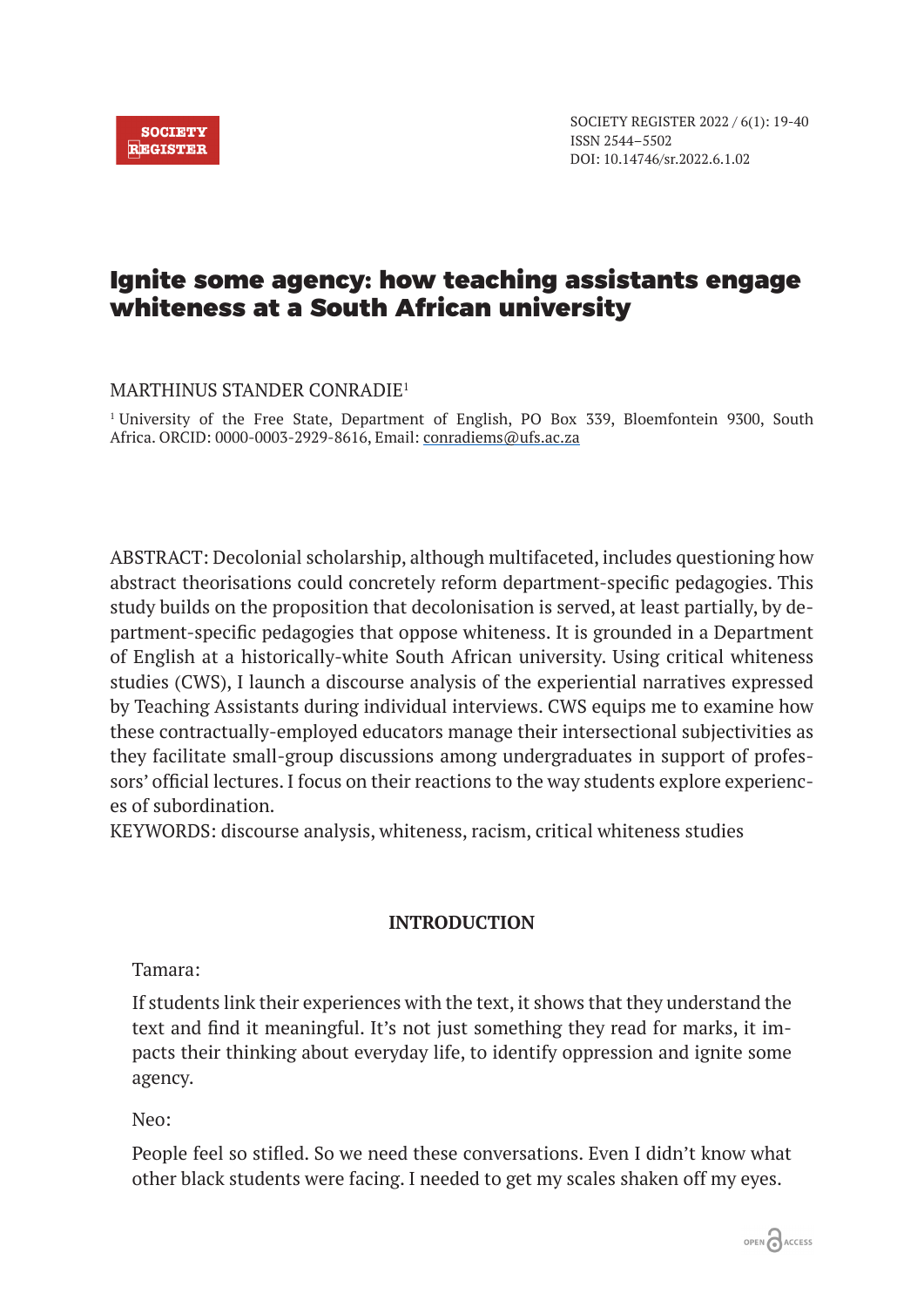# Ignite some agency: how teaching assistants engage whiteness at a South African university

MARTHINUS STANDER CONRADIE[1]

[1] University of the Free State, Department of English, PO Box 339, Bloemfontein 9300, South Africa. ORCID: 0000-0003-2929-8616, Email: conradiems@ufs.ac.za

ABSTRACT: Decolonial scholarship, although multifaceted, includes questioning how abstract theorisations could concretely reform department-specific pedagogies. This study builds on the proposition that decolonisation is served, at least partially, by department-specific pedagogies that oppose whiteness. It is grounded in a Department of English at a historically-white South African university. Using critical whiteness studies (CWS), I launch a discourse analysis of the experiential narratives expressed by Teaching Assistants during individual interviews. CWS equips me to examine how these contractually-employed educators manage their intersectional subjectivities as they facilitate small-group discussions among undergraduates in support of professors' official lectures. I focus on their reactions to the way students explore experiences of subordination.

KEYWORDS: discourse analysis, whiteness, racism, critical whiteness studies

## INTRODUCTION

Tamara:

> If students link their experiences with the text, it shows that they understand the text and find it meaningful. It's not just something they read for marks, it impacts their thinking about everyday life, to identify oppression and ignite some agency.

Neo:

> People feel so stifled. So we need these conversations. Even I didn't know what other black students were facing. I needed to get my scales shaken off my eyes.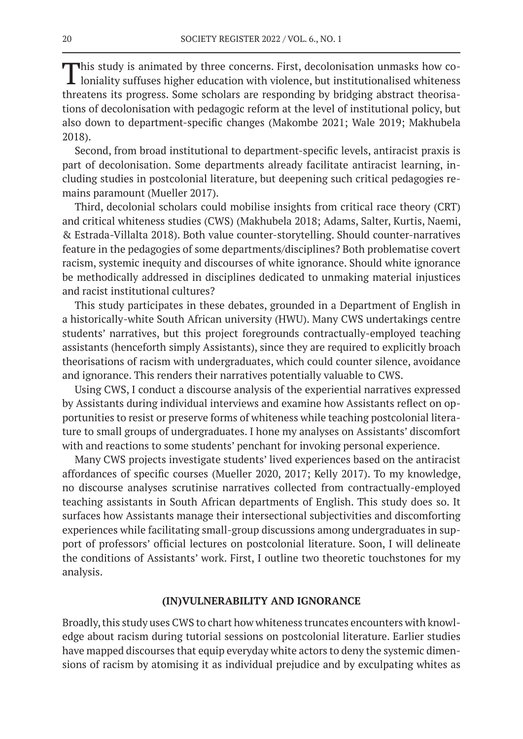This study is animated by three concerns. First, decolonisation unmasks how coloniality suffuses higher education with violence, but institutionalised whiteness threatens its progress. Some scholars are responding by bridging abstract theorisations of decolonisation with pedagogic reform at the level of institutional policy, but also down to department-specific changes (Makombe 2021; Wale 2019; Makhubela 2018).

Second, from broad institutional to department-specific levels, antiracist praxis is part of decolonisation. Some departments already facilitate antiracist learning, including studies in postcolonial literature, but deepening such critical pedagogies remains paramount (Mueller 2017).

Third, decolonial scholars could mobilise insights from critical race theory (CRT) and critical whiteness studies (CWS) (Makhubela 2018; Adams, Salter, Kurtis, Naemi, & Estrada-Villalta 2018). Both value counter-storytelling. Should counter-narratives feature in the pedagogies of some departments/disciplines? Both problematise covert racism, systemic inequity and discourses of white ignorance. Should white ignorance be methodically addressed in disciplines dedicated to unmaking material injustices and racist institutional cultures?

This study participates in these debates, grounded in a Department of English in a historically-white South African university (HWU). Many CWS undertakings centre students' narratives, but this project foregrounds contractually-employed teaching assistants (henceforth simply Assistants), since they are required to explicitly broach theorisations of racism with undergraduates, which could counter silence, avoidance and ignorance. This renders their narratives potentially valuable to CWS.

Using CWS, I conduct a discourse analysis of the experiential narratives expressed by Assistants during individual interviews and examine how Assistants reflect on opportunities to resist or preserve forms of whiteness while teaching postcolonial literature to small groups of undergraduates. I hone my analyses on Assistants' discomfort with and reactions to some students' penchant for invoking personal experience.

Many CWS projects investigate students' lived experiences based on the antiracist affordances of specific courses (Mueller 2020, 2017; Kelly 2017). To my knowledge, no discourse analyses scrutinise narratives collected from contractually-employed teaching assistants in South African departments of English. This study does so. It surfaces how Assistants manage their intersectional subjectivities and discomforting experiences while facilitating small-group discussions among undergraduates in support of professors' official lectures on postcolonial literature. Soon, I will delineate the conditions of Assistants' work. First, I outline two theoretic touchstones for my analysis.

## (IN)VULNERABILITY AND IGNORANCE

Broadly, this study uses CWS to chart how whiteness truncates encounters with knowledge about racism during tutorial sessions on postcolonial literature. Earlier studies have mapped discourses that equip everyday white actors to deny the systemic dimensions of racism by atomising it as individual prejudice and by exculpating whites as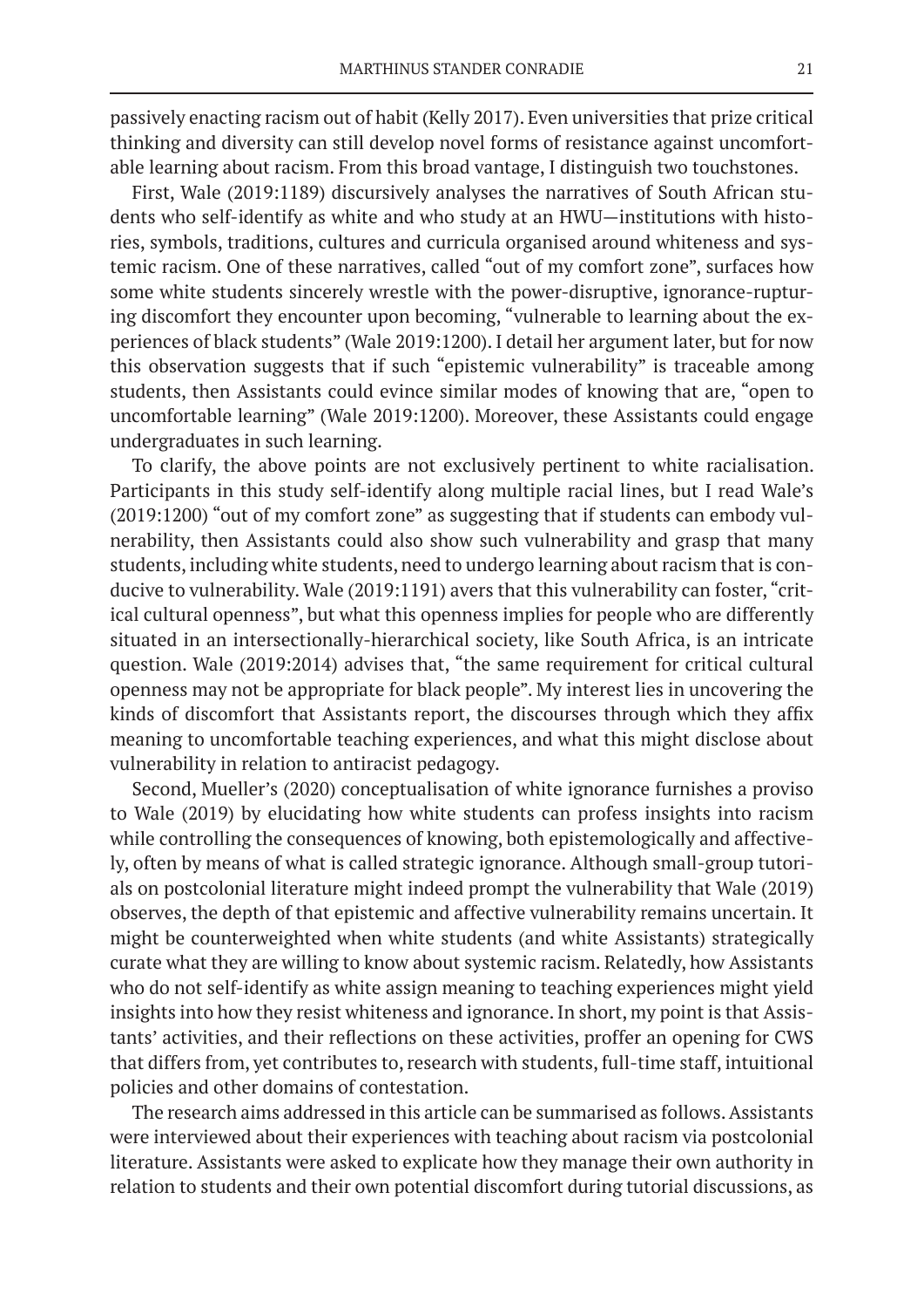passively enacting racism out of habit (Kelly 2017). Even universities that prize critical thinking and diversity can still develop novel forms of resistance against uncomfortable learning about racism. From this broad vantage, I distinguish two touchstones.

First, Wale (2019:1189) discursively analyses the narratives of South African students who self-identify as white and who study at an HWU—institutions with histories, symbols, traditions, cultures and curricula organised around whiteness and systemic racism. One of these narratives, called "out of my comfort zone", surfaces how some white students sincerely wrestle with the power-disruptive, ignorance-rupturing discomfort they encounter upon becoming, "vulnerable to learning about the experiences of black students" (Wale 2019:1200). I detail her argument later, but for now this observation suggests that if such "epistemic vulnerability" is traceable among students, then Assistants could evince similar modes of knowing that are, "open to uncomfortable learning" (Wale 2019:1200). Moreover, these Assistants could engage undergraduates in such learning.

To clarify, the above points are not exclusively pertinent to white racialisation. Participants in this study self-identify along multiple racial lines, but I read Wale's (2019:1200) "out of my comfort zone" as suggesting that if students can embody vulnerability, then Assistants could also show such vulnerability and grasp that many students, including white students, need to undergo learning about racism that is conducive to vulnerability. Wale (2019:1191) avers that this vulnerability can foster, "critical cultural openness", but what this openness implies for people who are differently situated in an intersectionally-hierarchical society, like South Africa, is an intricate question. Wale (2019:2014) advises that, "the same requirement for critical cultural openness may not be appropriate for black people". My interest lies in uncovering the kinds of discomfort that Assistants report, the discourses through which they affix meaning to uncomfortable teaching experiences, and what this might disclose about vulnerability in relation to antiracist pedagogy.

Second, Mueller's (2020) conceptualisation of white ignorance furnishes a proviso to Wale (2019) by elucidating how white students can profess insights into racism while controlling the consequences of knowing, both epistemologically and affectively, often by means of what is called strategic ignorance. Although small-group tutorials on postcolonial literature might indeed prompt the vulnerability that Wale (2019) observes, the depth of that epistemic and affective vulnerability remains uncertain. It might be counterweighted when white students (and white Assistants) strategically curate what they are willing to know about systemic racism. Relatedly, how Assistants who do not self-identify as white assign meaning to teaching experiences might yield insights into how they resist whiteness and ignorance. In short, my point is that Assistants' activities, and their reflections on these activities, proffer an opening for CWS that differs from, yet contributes to, research with students, full-time staff, intuitional policies and other domains of contestation.

The research aims addressed in this article can be summarised as follows. Assistants were interviewed about their experiences with teaching about racism via postcolonial literature. Assistants were asked to explicate how they manage their own authority in relation to students and their own potential discomfort during tutorial discussions, as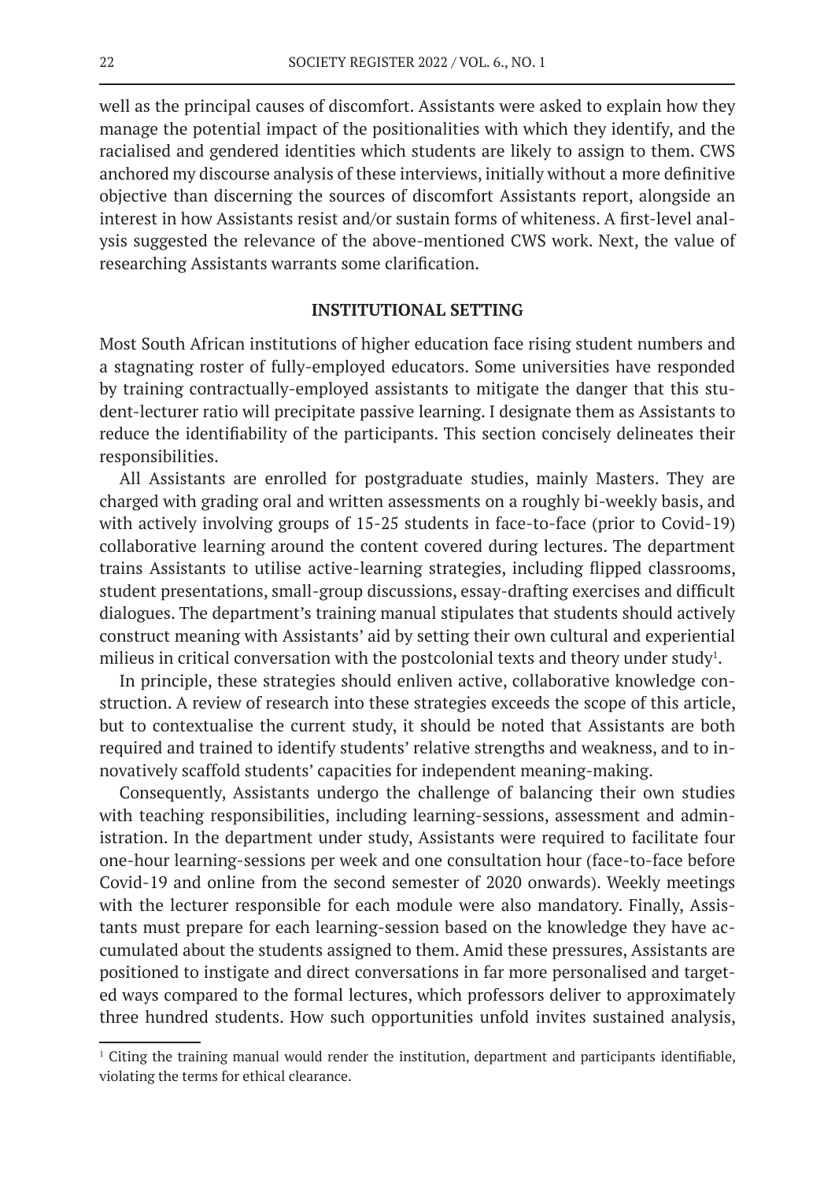well as the principal causes of discomfort. Assistants were asked to explain how they manage the potential impact of the positionalities with which they identify, and the racialised and gendered identities which students are likely to assign to them. CWS anchored my discourse analysis of these interviews, initially without a more definitive objective than discerning the sources of discomfort Assistants report, alongside an interest in how Assistants resist and/or sustain forms of whiteness. A first-level analysis suggested the relevance of the above-mentioned CWS work. Next, the value of researching Assistants warrants some clarification.

## INSTITUTIONAL SETTING

Most South African institutions of higher education face rising student numbers and a stagnating roster of fully-employed educators. Some universities have responded by training contractually-employed assistants to mitigate the danger that this student-lecturer ratio will precipitate passive learning. I designate them as Assistants to reduce the identifiability of the participants. This section concisely delineates their responsibilities.

All Assistants are enrolled for postgraduate studies, mainly Masters. They are charged with grading oral and written assessments on a roughly bi-weekly basis, and with actively involving groups of 15-25 students in face-to-face (prior to Covid-19) collaborative learning around the content covered during lectures. The department trains Assistants to utilise active-learning strategies, including flipped classrooms, student presentations, small-group discussions, essay-drafting exercises and difficult dialogues. The department's training manual stipulates that students should actively construct meaning with Assistants' aid by setting their own cultural and experiential milieus in critical conversation with the postcolonial texts and theory under study[1].

In principle, these strategies should enliven active, collaborative knowledge construction. A review of research into these strategies exceeds the scope of this article, but to contextualise the current study, it should be noted that Assistants are both required and trained to identify students' relative strengths and weakness, and to innovatively scaffold students' capacities for independent meaning-making.

Consequently, Assistants undergo the challenge of balancing their own studies with teaching responsibilities, including learning-sessions, assessment and administration. In the department under study, Assistants were required to facilitate four one-hour learning-sessions per week and one consultation hour (face-to-face before Covid-19 and online from the second semester of 2020 onwards). Weekly meetings with the lecturer responsible for each module were also mandatory. Finally, Assistants must prepare for each learning-session based on the knowledge they have accumulated about the students assigned to them. Amid these pressures, Assistants are positioned to instigate and direct conversations in far more personalised and targeted ways compared to the formal lectures, which professors deliver to approximately three hundred students. How such opportunities unfold invites sustained analysis,

[1] Citing the training manual would render the institution, department and participants identifiable, violating the terms for ethical clearance.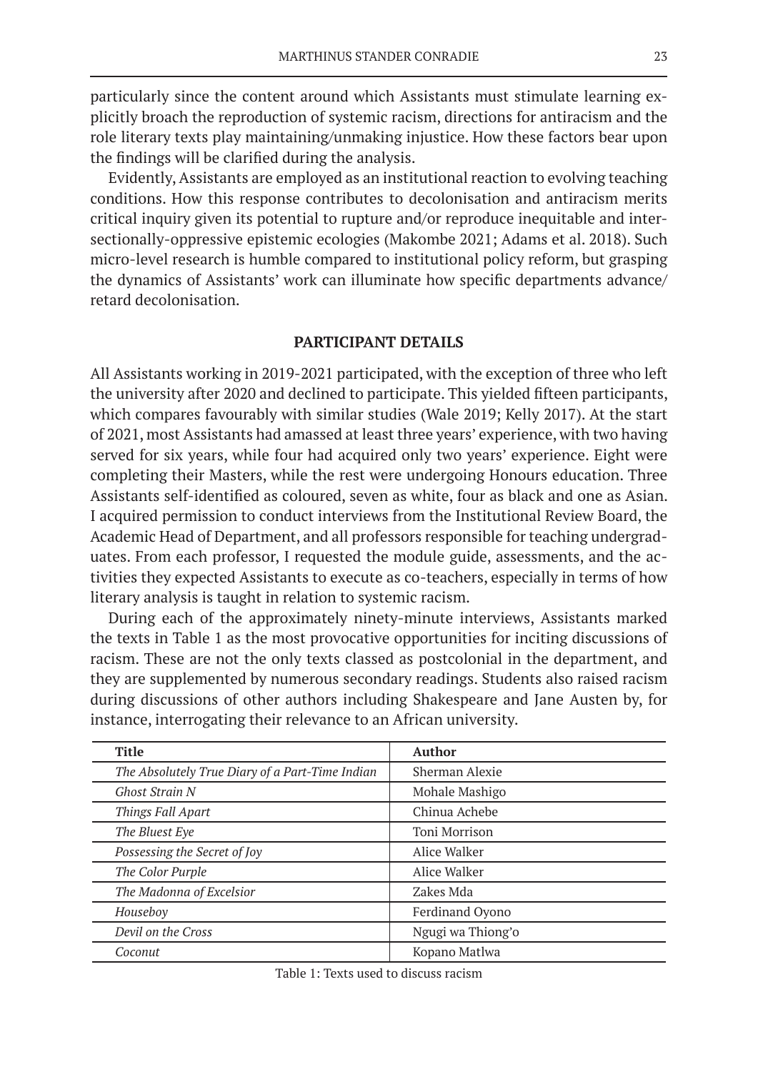particularly since the content around which Assistants must stimulate learning explicitly broach the reproduction of systemic racism, directions for antiracism and the role literary texts play maintaining/unmaking injustice. How these factors bear upon the findings will be clarified during the analysis.

Evidently, Assistants are employed as an institutional reaction to evolving teaching conditions. How this response contributes to decolonisation and antiracism merits critical inquiry given its potential to rupture and/or reproduce inequitable and intersectionally-oppressive epistemic ecologies (Makombe 2021; Adams et al. 2018). Such micro-level research is humble compared to institutional policy reform, but grasping the dynamics of Assistants' work can illuminate how specific departments advance/retard decolonisation.

## PARTICIPANT DETAILS

All Assistants working in 2019-2021 participated, with the exception of three who left the university after 2020 and declined to participate. This yielded fifteen participants, which compares favourably with similar studies (Wale 2019; Kelly 2017). At the start of 2021, most Assistants had amassed at least three years' experience, with two having served for six years, while four had acquired only two years' experience. Eight were completing their Masters, while the rest were undergoing Honours education. Three Assistants self-identified as coloured, seven as white, four as black and one as Asian. I acquired permission to conduct interviews from the Institutional Review Board, the Academic Head of Department, and all professors responsible for teaching undergraduates. From each professor, I requested the module guide, assessments, and the activities they expected Assistants to execute as co-teachers, especially in terms of how literary analysis is taught in relation to systemic racism.

During each of the approximately ninety-minute interviews, Assistants marked the texts in Table 1 as the most provocative opportunities for inciting discussions of racism. These are not the only texts classed as postcolonial in the department, and they are supplemented by numerous secondary readings. Students also raised racism during discussions of other authors including Shakespeare and Jane Austen by, for instance, interrogating their relevance to an African university.

| Title | Author |
|---|---|
| *The Absolutely True Diary of a Part-Time Indian* | Sherman Alexie |
| *Ghost Strain N* | Mohale Mashigo |
| *Things Fall Apart* | Chinua Achebe |
| *The Bluest Eye* | Toni Morrison |
| *Possessing the Secret of Joy* | Alice Walker |
| *The Color Purple* | Alice Walker |
| *The Madonna of Excelsior* | Zakes Mda |
| *Houseboy* | Ferdinand Oyono |
| *Devil on the Cross* | Ngugi wa Thiong'o |
| *Coconut* | Kopano Matlwa |

Table 1: Texts used to discuss racism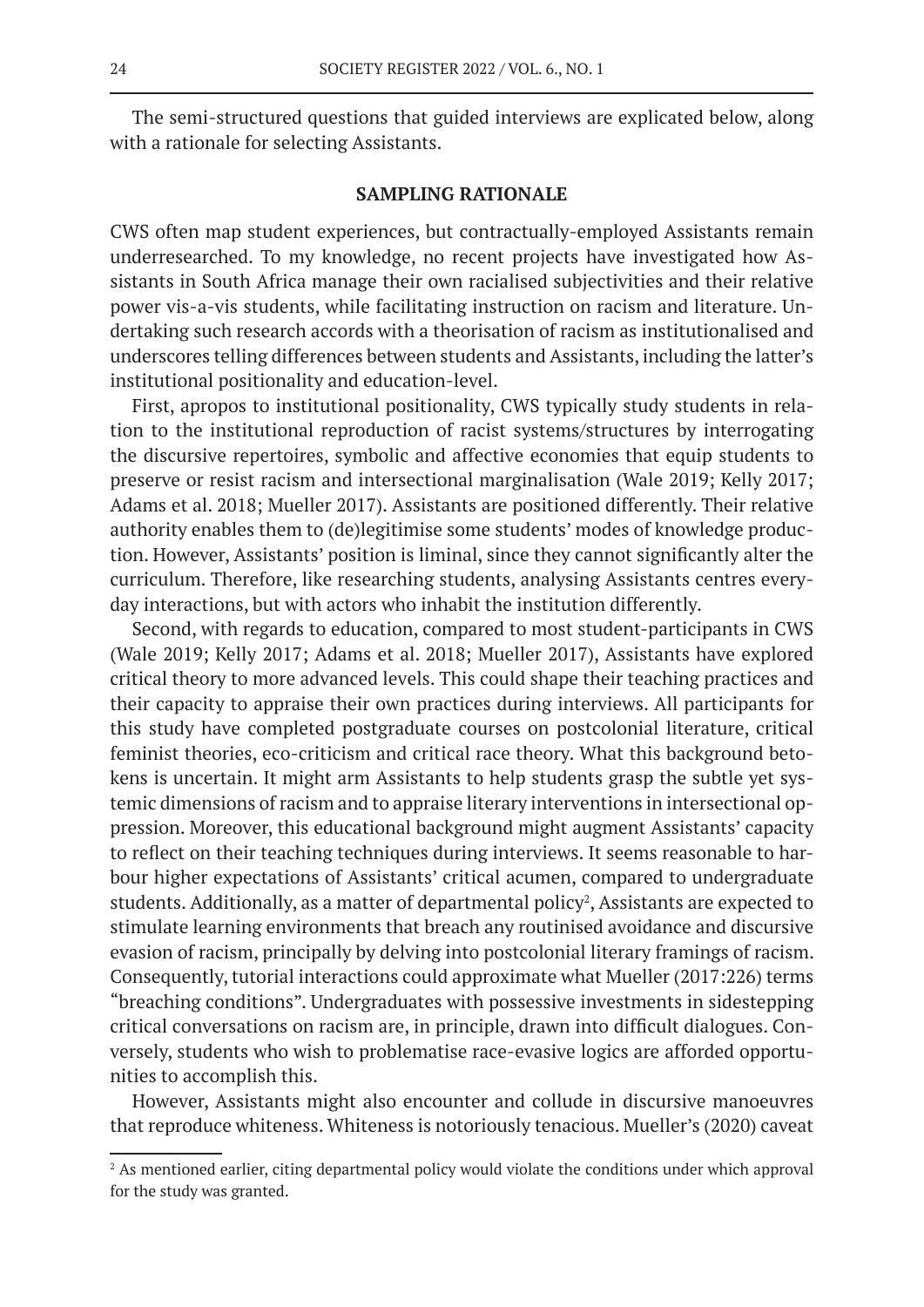The semi-structured questions that guided interviews are explicated below, along with a rationale for selecting Assistants.

## SAMPLING RATIONALE

CWS often map student experiences, but contractually-employed Assistants remain underresearched. To my knowledge, no recent projects have investigated how Assistants in South Africa manage their own racialised subjectivities and their relative power vis-a-vis students, while facilitating instruction on racism and literature. Undertaking such research accords with a theorisation of racism as institutionalised and underscores telling differences between students and Assistants, including the latter's institutional positionality and education-level.

First, apropos to institutional positionality, CWS typically study students in relation to the institutional reproduction of racist systems/structures by interrogating the discursive repertoires, symbolic and affective economies that equip students to preserve or resist racism and intersectional marginalisation (Wale 2019; Kelly 2017; Adams et al. 2018; Mueller 2017). Assistants are positioned differently. Their relative authority enables them to (de)legitimise some students' modes of knowledge production. However, Assistants' position is liminal, since they cannot significantly alter the curriculum. Therefore, like researching students, analysing Assistants centres everyday interactions, but with actors who inhabit the institution differently.

Second, with regards to education, compared to most student-participants in CWS (Wale 2019; Kelly 2017; Adams et al. 2018; Mueller 2017), Assistants have explored critical theory to more advanced levels. This could shape their teaching practices and their capacity to appraise their own practices during interviews. All participants for this study have completed postgraduate courses on postcolonial literature, critical feminist theories, eco-criticism and critical race theory. What this background betokens is uncertain. It might arm Assistants to help students grasp the subtle yet systemic dimensions of racism and to appraise literary interventions in intersectional oppression. Moreover, this educational background might augment Assistants' capacity to reflect on their teaching techniques during interviews. It seems reasonable to harbour higher expectations of Assistants' critical acumen, compared to undergraduate students. Additionally, as a matter of departmental policy[2], Assistants are expected to stimulate learning environments that breach any routinised avoidance and discursive evasion of racism, principally by delving into postcolonial literary framings of racism. Consequently, tutorial interactions could approximate what Mueller (2017:226) terms "breaching conditions". Undergraduates with possessive investments in sidestepping critical conversations on racism are, in principle, drawn into difficult dialogues. Conversely, students who wish to problematise race-evasive logics are afforded opportunities to accomplish this.

However, Assistants might also encounter and collude in discursive manoeuvres that reproduce whiteness. Whiteness is notoriously tenacious. Mueller's (2020) caveat

[2] As mentioned earlier, citing departmental policy would violate the conditions under which approval for the study was granted.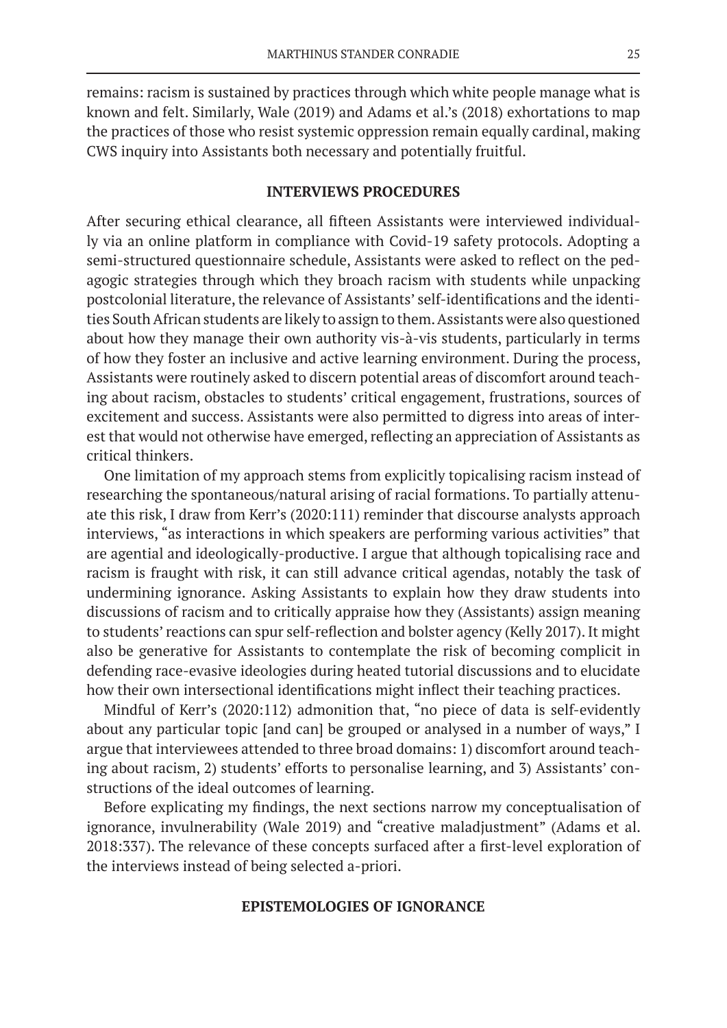remains: racism is sustained by practices through which white people manage what is known and felt. Similarly, Wale (2019) and Adams et al.'s (2018) exhortations to map the practices of those who resist systemic oppression remain equally cardinal, making CWS inquiry into Assistants both necessary and potentially fruitful.

## INTERVIEWS PROCEDURES

After securing ethical clearance, all fifteen Assistants were interviewed individually via an online platform in compliance with Covid-19 safety protocols. Adopting a semi-structured questionnaire schedule, Assistants were asked to reflect on the pedagogic strategies through which they broach racism with students while unpacking postcolonial literature, the relevance of Assistants' self-identifications and the identities South African students are likely to assign to them. Assistants were also questioned about how they manage their own authority vis-à-vis students, particularly in terms of how they foster an inclusive and active learning environment. During the process, Assistants were routinely asked to discern potential areas of discomfort around teaching about racism, obstacles to students' critical engagement, frustrations, sources of excitement and success. Assistants were also permitted to digress into areas of interest that would not otherwise have emerged, reflecting an appreciation of Assistants as critical thinkers.

One limitation of my approach stems from explicitly topicalising racism instead of researching the spontaneous/natural arising of racial formations. To partially attenuate this risk, I draw from Kerr's (2020:111) reminder that discourse analysts approach interviews, "as interactions in which speakers are performing various activities" that are agential and ideologically-productive. I argue that although topicalising race and racism is fraught with risk, it can still advance critical agendas, notably the task of undermining ignorance. Asking Assistants to explain how they draw students into discussions of racism and to critically appraise how they (Assistants) assign meaning to students' reactions can spur self-reflection and bolster agency (Kelly 2017). It might also be generative for Assistants to contemplate the risk of becoming complicit in defending race-evasive ideologies during heated tutorial discussions and to elucidate how their own intersectional identifications might inflect their teaching practices.

Mindful of Kerr's (2020:112) admonition that, "no piece of data is self-evidently about any particular topic [and can] be grouped or analysed in a number of ways," I argue that interviewees attended to three broad domains: 1) discomfort around teaching about racism, 2) students' efforts to personalise learning, and 3) Assistants' constructions of the ideal outcomes of learning.

Before explicating my findings, the next sections narrow my conceptualisation of ignorance, invulnerability (Wale 2019) and "creative maladjustment" (Adams et al. 2018:337). The relevance of these concepts surfaced after a first-level exploration of the interviews instead of being selected a-priori.

## EPISTEMOLOGIES OF IGNORANCE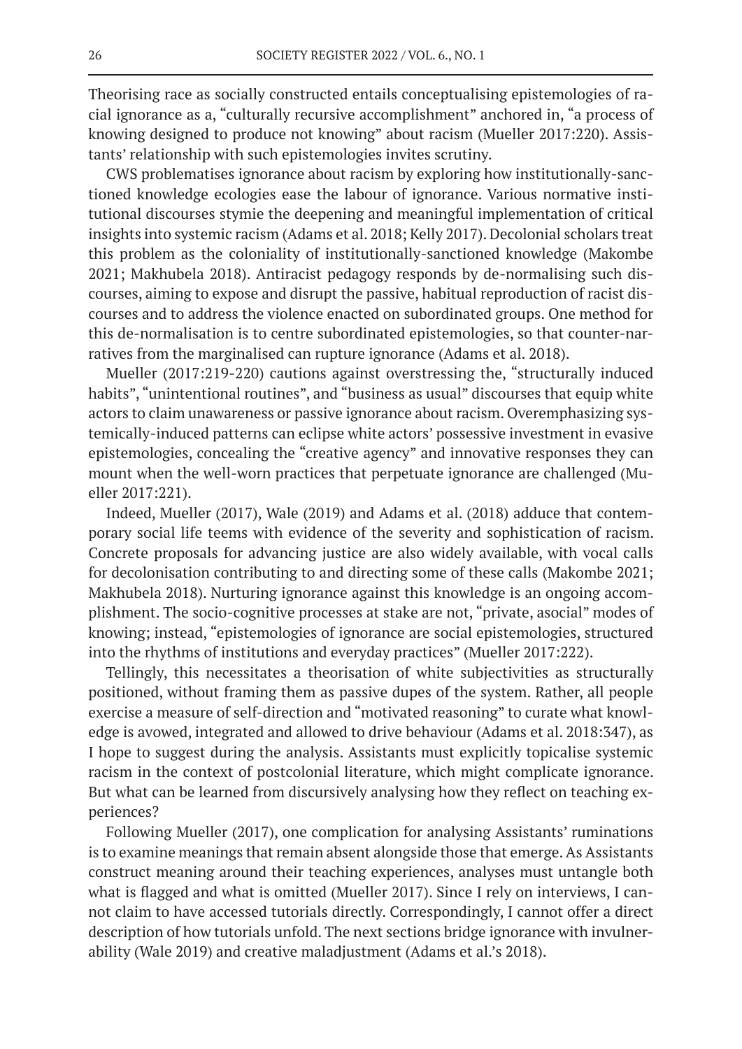Theorising race as socially constructed entails conceptualising epistemologies of racial ignorance as a, "culturally recursive accomplishment" anchored in, "a process of knowing designed to produce not knowing" about racism (Mueller 2017:220). Assistants' relationship with such epistemologies invites scrutiny.

CWS problematises ignorance about racism by exploring how institutionally-sanctioned knowledge ecologies ease the labour of ignorance. Various normative institutional discourses stymie the deepening and meaningful implementation of critical insights into systemic racism (Adams et al. 2018; Kelly 2017). Decolonial scholars treat this problem as the coloniality of institutionally-sanctioned knowledge (Makombe 2021; Makhubela 2018). Antiracist pedagogy responds by de-normalising such discourses, aiming to expose and disrupt the passive, habitual reproduction of racist discourses and to address the violence enacted on subordinated groups. One method for this de-normalisation is to centre subordinated epistemologies, so that counter-narratives from the marginalised can rupture ignorance (Adams et al. 2018).

Mueller (2017:219-220) cautions against overstressing the, "structurally induced habits", "unintentional routines", and "business as usual" discourses that equip white actors to claim unawareness or passive ignorance about racism. Overemphasizing systemically-induced patterns can eclipse white actors' possessive investment in evasive epistemologies, concealing the "creative agency" and innovative responses they can mount when the well-worn practices that perpetuate ignorance are challenged (Mueller 2017:221).

Indeed, Mueller (2017), Wale (2019) and Adams et al. (2018) adduce that contemporary social life teems with evidence of the severity and sophistication of racism. Concrete proposals for advancing justice are also widely available, with vocal calls for decolonisation contributing to and directing some of these calls (Makombe 2021; Makhubela 2018). Nurturing ignorance against this knowledge is an ongoing accomplishment. The socio-cognitive processes at stake are not, "private, asocial" modes of knowing; instead, "epistemologies of ignorance are social epistemologies, structured into the rhythms of institutions and everyday practices" (Mueller 2017:222).

Tellingly, this necessitates a theorisation of white subjectivities as structurally positioned, without framing them as passive dupes of the system. Rather, all people exercise a measure of self-direction and "motivated reasoning" to curate what knowledge is avowed, integrated and allowed to drive behaviour (Adams et al. 2018:347), as I hope to suggest during the analysis. Assistants must explicitly topicalise systemic racism in the context of postcolonial literature, which might complicate ignorance. But what can be learned from discursively analysing how they reflect on teaching experiences?

Following Mueller (2017), one complication for analysing Assistants' ruminations is to examine meanings that remain absent alongside those that emerge. As Assistants construct meaning around their teaching experiences, analyses must untangle both what is flagged and what is omitted (Mueller 2017). Since I rely on interviews, I cannot claim to have accessed tutorials directly. Correspondingly, I cannot offer a direct description of how tutorials unfold. The next sections bridge ignorance with invulnerability (Wale 2019) and creative maladjustment (Adams et al.'s 2018).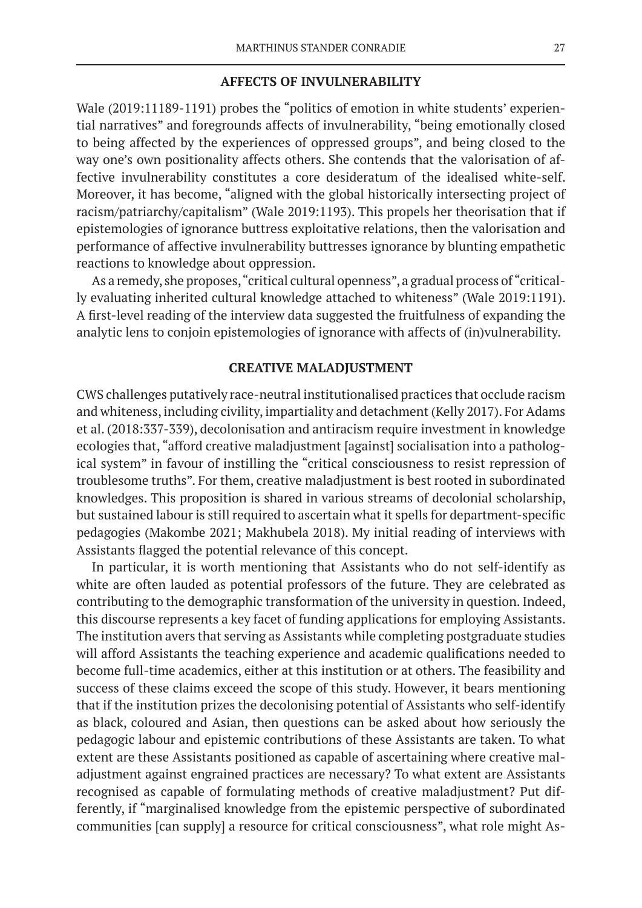## AFFECTS OF INVULNERABILITY

Wale (2019:11189-1191) probes the "politics of emotion in white students' experiential narratives" and foregrounds affects of invulnerability, "being emotionally closed to being affected by the experiences of oppressed groups", and being closed to the way one's own positionality affects others. She contends that the valorisation of affective invulnerability constitutes a core desideratum of the idealised white-self. Moreover, it has become, "aligned with the global historically intersecting project of racism/patriarchy/capitalism" (Wale 2019:1193). This propels her theorisation that if epistemologies of ignorance buttress exploitative relations, then the valorisation and performance of affective invulnerability buttresses ignorance by blunting empathetic reactions to knowledge about oppression.

As a remedy, she proposes, "critical cultural openness", a gradual process of "critically evaluating inherited cultural knowledge attached to whiteness" (Wale 2019:1191). A first-level reading of the interview data suggested the fruitfulness of expanding the analytic lens to conjoin epistemologies of ignorance with affects of (in)vulnerability.

## CREATIVE MALADJUSTMENT

CWS challenges putatively race-neutral institutionalised practices that occlude racism and whiteness, including civility, impartiality and detachment (Kelly 2017). For Adams et al. (2018:337-339), decolonisation and antiracism require investment in knowledge ecologies that, "afford creative maladjustment [against] socialisation into a pathological system" in favour of instilling the "critical consciousness to resist repression of troublesome truths". For them, creative maladjustment is best rooted in subordinated knowledges. This proposition is shared in various streams of decolonial scholarship, but sustained labour is still required to ascertain what it spells for department-specific pedagogies (Makombe 2021; Makhubela 2018). My initial reading of interviews with Assistants flagged the potential relevance of this concept.

In particular, it is worth mentioning that Assistants who do not self-identify as white are often lauded as potential professors of the future. They are celebrated as contributing to the demographic transformation of the university in question. Indeed, this discourse represents a key facet of funding applications for employing Assistants. The institution avers that serving as Assistants while completing postgraduate studies will afford Assistants the teaching experience and academic qualifications needed to become full-time academics, either at this institution or at others. The feasibility and success of these claims exceed the scope of this study. However, it bears mentioning that if the institution prizes the decolonising potential of Assistants who self-identify as black, coloured and Asian, then questions can be asked about how seriously the pedagogic labour and epistemic contributions of these Assistants are taken. To what extent are these Assistants positioned as capable of ascertaining where creative maladjustment against engrained practices are necessary? To what extent are Assistants recognised as capable of formulating methods of creative maladjustment? Put differently, if "marginalised knowledge from the epistemic perspective of subordinated communities [can supply] a resource for critical consciousness", what role might As-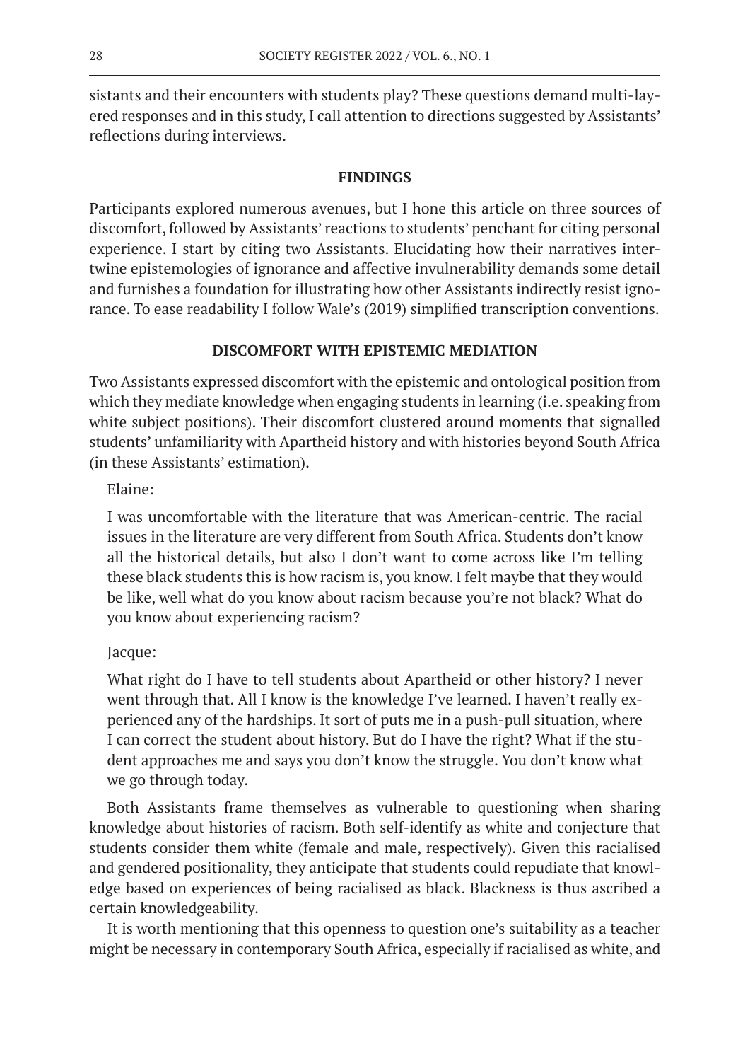sistants and their encounters with students play? These questions demand multi-layered responses and in this study, I call attention to directions suggested by Assistants' reflections during interviews.

## FINDINGS

Participants explored numerous avenues, but I hone this article on three sources of discomfort, followed by Assistants' reactions to students' penchant for citing personal experience. I start by citing two Assistants. Elucidating how their narratives intertwine epistemologies of ignorance and affective invulnerability demands some detail and furnishes a foundation for illustrating how other Assistants indirectly resist ignorance. To ease readability I follow Wale's (2019) simplified transcription conventions.

## DISCOMFORT WITH EPISTEMIC MEDIATION

Two Assistants expressed discomfort with the epistemic and ontological position from which they mediate knowledge when engaging students in learning (i.e. speaking from white subject positions). Their discomfort clustered around moments that signalled students' unfamiliarity with Apartheid history and with histories beyond South Africa (in these Assistants' estimation).

Elaine:

> I was uncomfortable with the literature that was American-centric. The racial issues in the literature are very different from South Africa. Students don't know all the historical details, but also I don't want to come across like I'm telling these black students this is how racism is, you know. I felt maybe that they would be like, well what do you know about racism because you're not black? What do you know about experiencing racism?

Jacque:

> What right do I have to tell students about Apartheid or other history? I never went through that. All I know is the knowledge I've learned. I haven't really experienced any of the hardships. It sort of puts me in a push-pull situation, where I can correct the student about history. But do I have the right? What if the student approaches me and says you don't know the struggle. You don't know what we go through today.

Both Assistants frame themselves as vulnerable to questioning when sharing knowledge about histories of racism. Both self-identify as white and conjecture that students consider them white (female and male, respectively). Given this racialised and gendered positionality, they anticipate that students could repudiate that knowledge based on experiences of being racialised as black. Blackness is thus ascribed a certain knowledgeability.

It is worth mentioning that this openness to question one's suitability as a teacher might be necessary in contemporary South Africa, especially if racialised as white, and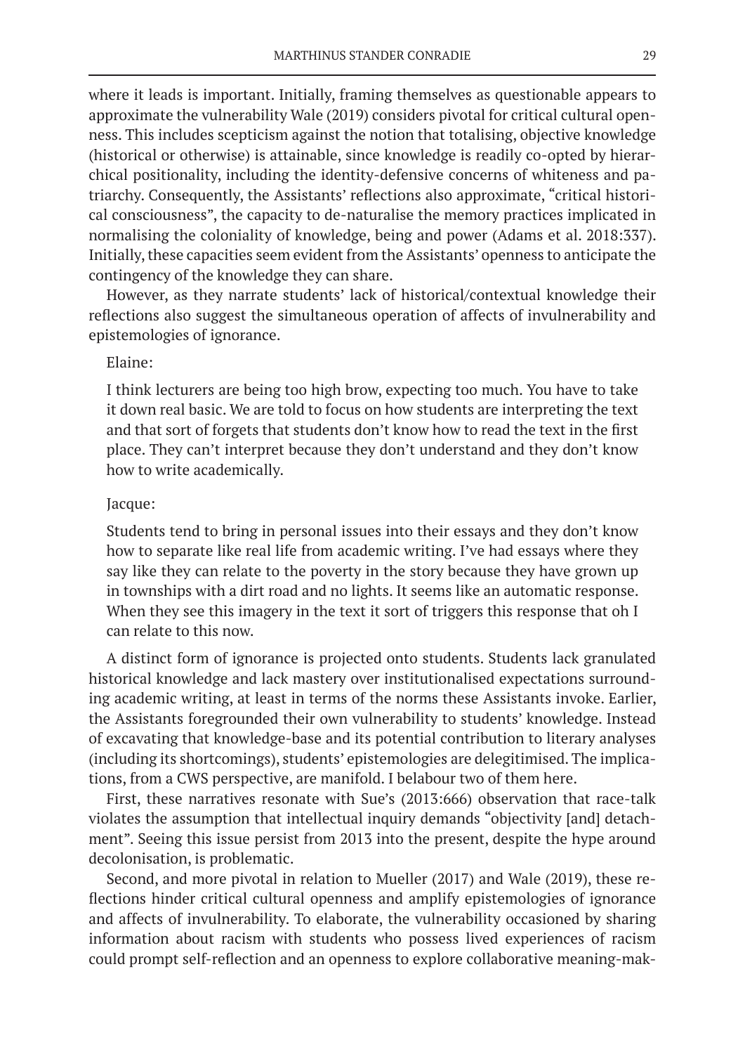where it leads is important. Initially, framing themselves as questionable appears to approximate the vulnerability Wale (2019) considers pivotal for critical cultural openness. This includes scepticism against the notion that totalising, objective knowledge (historical or otherwise) is attainable, since knowledge is readily co-opted by hierarchical positionality, including the identity-defensive concerns of whiteness and patriarchy. Consequently, the Assistants' reflections also approximate, "critical historical consciousness", the capacity to de-naturalise the memory practices implicated in normalising the coloniality of knowledge, being and power (Adams et al. 2018:337). Initially, these capacities seem evident from the Assistants' openness to anticipate the contingency of the knowledge they can share.

However, as they narrate students' lack of historical/contextual knowledge their reflections also suggest the simultaneous operation of affects of invulnerability and epistemologies of ignorance.

Elaine:

> I think lecturers are being too high brow, expecting too much. You have to take it down real basic. We are told to focus on how students are interpreting the text and that sort of forgets that students don't know how to read the text in the first place. They can't interpret because they don't understand and they don't know how to write academically.

Jacque:

> Students tend to bring in personal issues into their essays and they don't know how to separate like real life from academic writing. I've had essays where they say like they can relate to the poverty in the story because they have grown up in townships with a dirt road and no lights. It seems like an automatic response. When they see this imagery in the text it sort of triggers this response that oh I can relate to this now.

A distinct form of ignorance is projected onto students. Students lack granulated historical knowledge and lack mastery over institutionalised expectations surrounding academic writing, at least in terms of the norms these Assistants invoke. Earlier, the Assistants foregrounded their own vulnerability to students' knowledge. Instead of excavating that knowledge-base and its potential contribution to literary analyses (including its shortcomings), students' epistemologies are delegitimised. The implications, from a CWS perspective, are manifold. I belabour two of them here.

First, these narratives resonate with Sue's (2013:666) observation that race-talk violates the assumption that intellectual inquiry demands "objectivity [and] detachment". Seeing this issue persist from 2013 into the present, despite the hype around decolonisation, is problematic.

Second, and more pivotal in relation to Mueller (2017) and Wale (2019), these reflections hinder critical cultural openness and amplify epistemologies of ignorance and affects of invulnerability. To elaborate, the vulnerability occasioned by sharing information about racism with students who possess lived experiences of racism could prompt self-reflection and an openness to explore collaborative meaning-mak-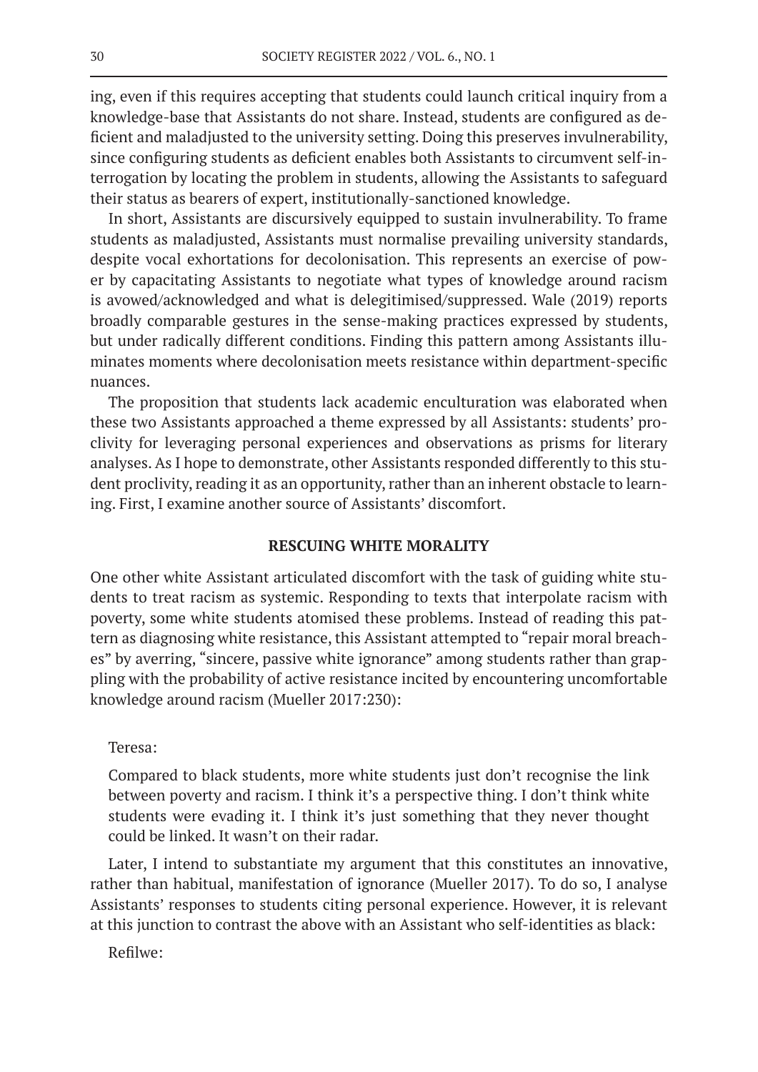ing, even if this requires accepting that students could launch critical inquiry from a knowledge-base that Assistants do not share. Instead, students are configured as deficient and maladjusted to the university setting. Doing this preserves invulnerability, since configuring students as deficient enables both Assistants to circumvent self-interrogation by locating the problem in students, allowing the Assistants to safeguard their status as bearers of expert, institutionally-sanctioned knowledge.

In short, Assistants are discursively equipped to sustain invulnerability. To frame students as maladjusted, Assistants must normalise prevailing university standards, despite vocal exhortations for decolonisation. This represents an exercise of power by capacitating Assistants to negotiate what types of knowledge around racism is avowed/acknowledged and what is delegitimised/suppressed. Wale (2019) reports broadly comparable gestures in the sense-making practices expressed by students, but under radically different conditions. Finding this pattern among Assistants illuminates moments where decolonisation meets resistance within department-specific nuances.

The proposition that students lack academic enculturation was elaborated when these two Assistants approached a theme expressed by all Assistants: students' proclivity for leveraging personal experiences and observations as prisms for literary analyses. As I hope to demonstrate, other Assistants responded differently to this student proclivity, reading it as an opportunity, rather than an inherent obstacle to learning. First, I examine another source of Assistants' discomfort.

## RESCUING WHITE MORALITY

One other white Assistant articulated discomfort with the task of guiding white students to treat racism as systemic. Responding to texts that interpolate racism with poverty, some white students atomised these problems. Instead of reading this pattern as diagnosing white resistance, this Assistant attempted to "repair moral breaches" by averring, "sincere, passive white ignorance" among students rather than grappling with the probability of active resistance incited by encountering uncomfortable knowledge around racism (Mueller 2017:230):

> Teresa:
>
> Compared to black students, more white students just don't recognise the link between poverty and racism. I think it's a perspective thing. I don't think white students were evading it. I think it's just something that they never thought could be linked. It wasn't on their radar.

Later, I intend to substantiate my argument that this constitutes an innovative, rather than habitual, manifestation of ignorance (Mueller 2017). To do so, I analyse Assistants' responses to students citing personal experience. However, it is relevant at this junction to contrast the above with an Assistant who self-identities as black:

> Refilwe: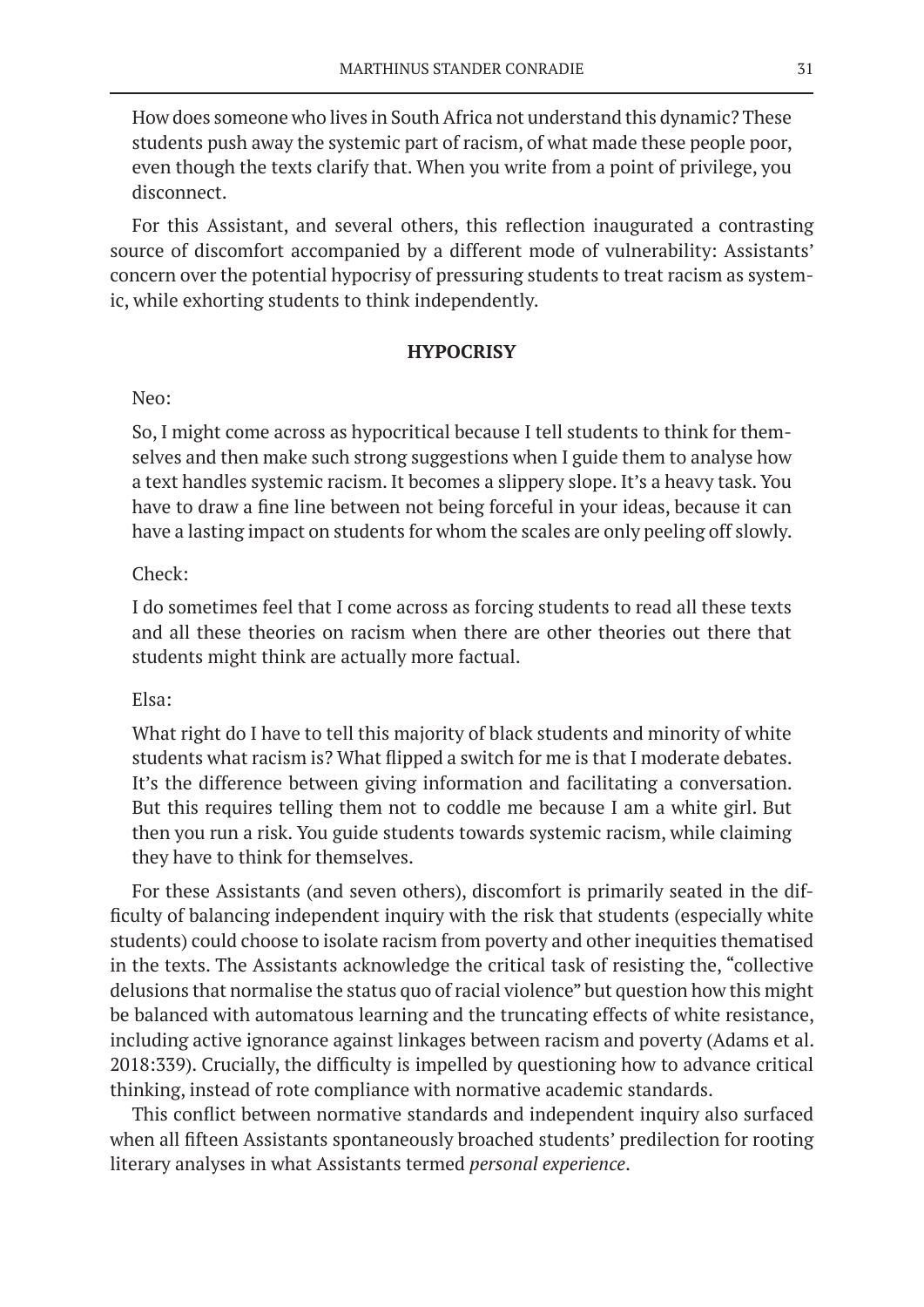How does someone who lives in South Africa not understand this dynamic? These students push away the systemic part of racism, of what made these people poor, even though the texts clarify that. When you write from a point of privilege, you disconnect.

For this Assistant, and several others, this reflection inaugurated a contrasting source of discomfort accompanied by a different mode of vulnerability: Assistants' concern over the potential hypocrisy of pressuring students to treat racism as systemic, while exhorting students to think independently.

## HYPOCRISY

Neo:

So, I might come across as hypocritical because I tell students to think for themselves and then make such strong suggestions when I guide them to analyse how a text handles systemic racism. It becomes a slippery slope. It's a heavy task. You have to draw a fine line between not being forceful in your ideas, because it can have a lasting impact on students for whom the scales are only peeling off slowly.

Check:

I do sometimes feel that I come across as forcing students to read all these texts and all these theories on racism when there are other theories out there that students might think are actually more factual.

Elsa:

What right do I have to tell this majority of black students and minority of white students what racism is? What flipped a switch for me is that I moderate debates. It's the difference between giving information and facilitating a conversation. But this requires telling them not to coddle me because I am a white girl. But then you run a risk. You guide students towards systemic racism, while claiming they have to think for themselves.

For these Assistants (and seven others), discomfort is primarily seated in the difficulty of balancing independent inquiry with the risk that students (especially white students) could choose to isolate racism from poverty and other inequities thematised in the texts. The Assistants acknowledge the critical task of resisting the, "collective delusions that normalise the status quo of racial violence" but question how this might be balanced with automatous learning and the truncating effects of white resistance, including active ignorance against linkages between racism and poverty (Adams et al. 2018:339). Crucially, the difficulty is impelled by questioning how to advance critical thinking, instead of rote compliance with normative academic standards.

This conflict between normative standards and independent inquiry also surfaced when all fifteen Assistants spontaneously broached students' predilection for rooting literary analyses in what Assistants termed *personal experience*.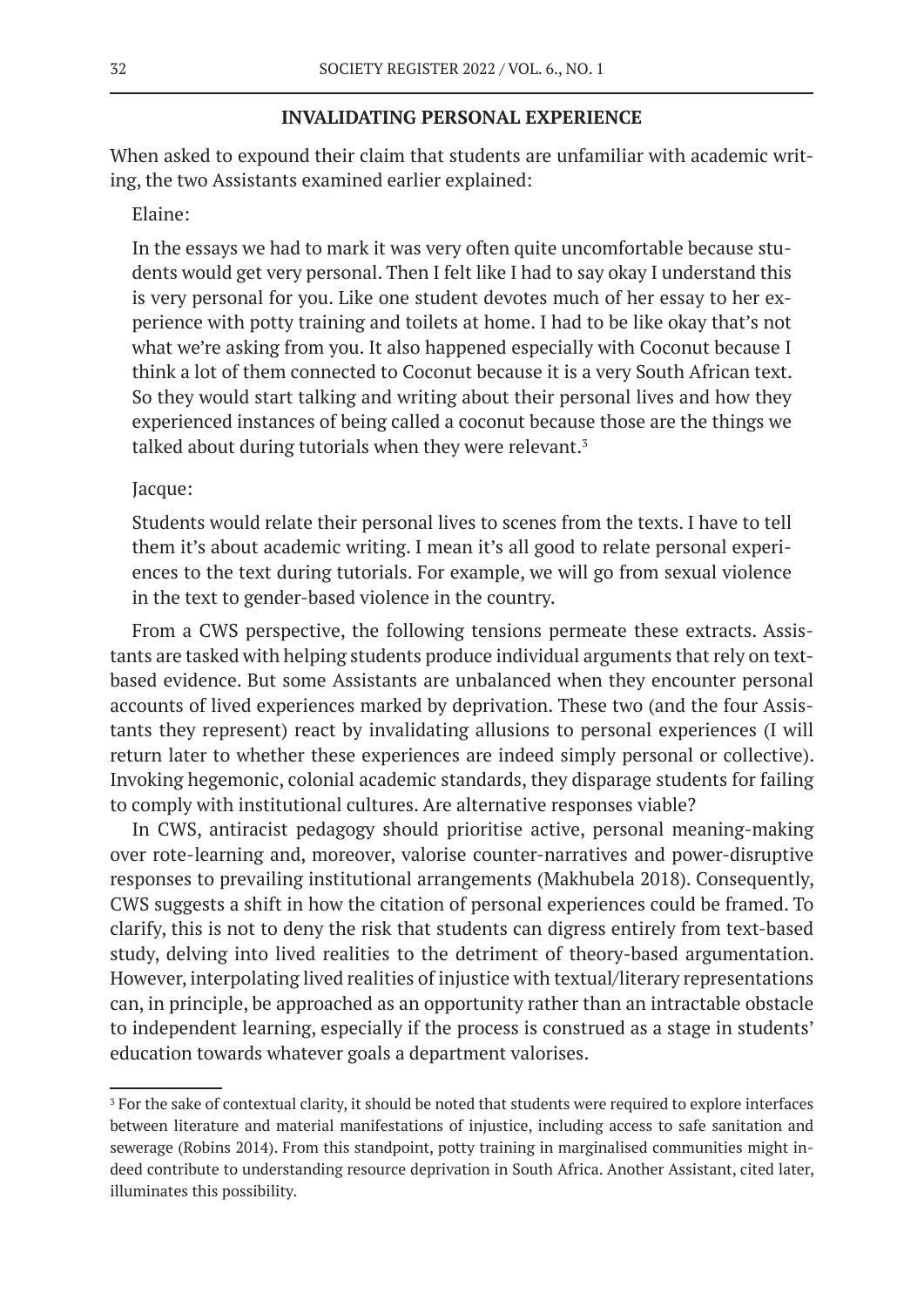## INVALIDATING PERSONAL EXPERIENCE

When asked to expound their claim that students are unfamiliar with academic writing, the two Assistants examined earlier explained:

Elaine:

> In the essays we had to mark it was very often quite uncomfortable because students would get very personal. Then I felt like I had to say okay I understand this is very personal for you. Like one student devotes much of her essay to her experience with potty training and toilets at home. I had to be like okay that's not what we're asking from you. It also happened especially with Coconut because I think a lot of them connected to Coconut because it is a very South African text. So they would start talking and writing about their personal lives and how they experienced instances of being called a coconut because those are the things we talked about during tutorials when they were relevant.[3]

Jacque:

> Students would relate their personal lives to scenes from the texts. I have to tell them it's about academic writing. I mean it's all good to relate personal experiences to the text during tutorials. For example, we will go from sexual violence in the text to gender-based violence in the country.

From a CWS perspective, the following tensions permeate these extracts. Assistants are tasked with helping students produce individual arguments that rely on text-based evidence. But some Assistants are unbalanced when they encounter personal accounts of lived experiences marked by deprivation. These two (and the four Assistants they represent) react by invalidating allusions to personal experiences (I will return later to whether these experiences are indeed simply personal or collective). Invoking hegemonic, colonial academic standards, they disparage students for failing to comply with institutional cultures. Are alternative responses viable?

In CWS, antiracist pedagogy should prioritise active, personal meaning-making over rote-learning and, moreover, valorise counter-narratives and power-disruptive responses to prevailing institutional arrangements (Makhubela 2018). Consequently, CWS suggests a shift in how the citation of personal experiences could be framed. To clarify, this is not to deny the risk that students can digress entirely from text-based study, delving into lived realities to the detriment of theory-based argumentation. However, interpolating lived realities of injustice with textual/literary representations can, in principle, be approached as an opportunity rather than an intractable obstacle to independent learning, especially if the process is construed as a stage in students' education towards whatever goals a department valorises.

---

[3] For the sake of contextual clarity, it should be noted that students were required to explore interfaces between literature and material manifestations of injustice, including access to safe sanitation and sewerage (Robins 2014). From this standpoint, potty training in marginalised communities might indeed contribute to understanding resource deprivation in South Africa. Another Assistant, cited later, illuminates this possibility.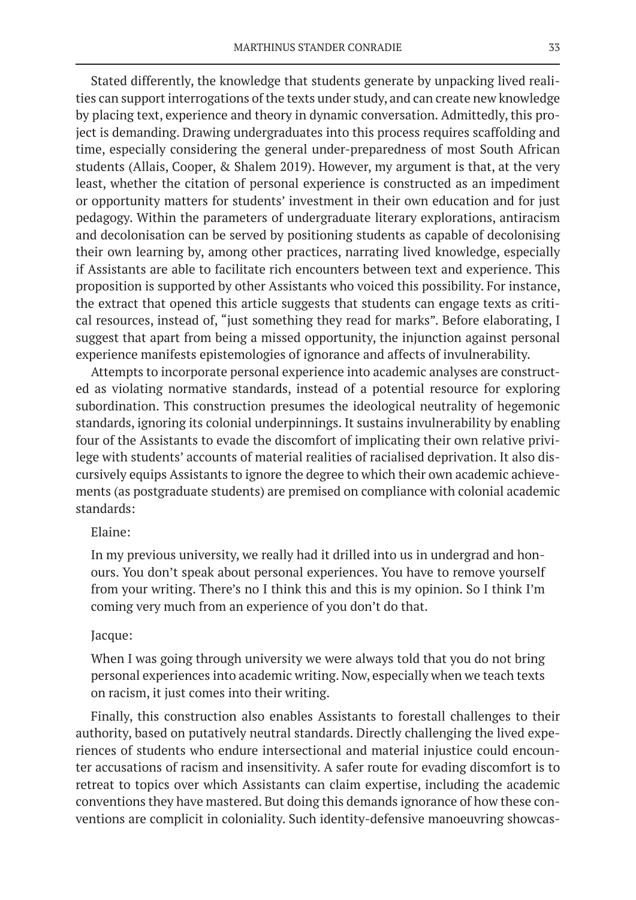Stated differently, the knowledge that students generate by unpacking lived realities can support interrogations of the texts under study, and can create new knowledge by placing text, experience and theory in dynamic conversation. Admittedly, this project is demanding. Drawing undergraduates into this process requires scaffolding and time, especially considering the general under-preparedness of most South African students (Allais, Cooper, & Shalem 2019). However, my argument is that, at the very least, whether the citation of personal experience is constructed as an impediment or opportunity matters for students' investment in their own education and for just pedagogy. Within the parameters of undergraduate literary explorations, antiracism and decolonisation can be served by positioning students as capable of decolonising their own learning by, among other practices, narrating lived knowledge, especially if Assistants are able to facilitate rich encounters between text and experience. This proposition is supported by other Assistants who voiced this possibility. For instance, the extract that opened this article suggests that students can engage texts as critical resources, instead of, "just something they read for marks". Before elaborating, I suggest that apart from being a missed opportunity, the injunction against personal experience manifests epistemologies of ignorance and affects of invulnerability.

Attempts to incorporate personal experience into academic analyses are constructed as violating normative standards, instead of a potential resource for exploring subordination. This construction presumes the ideological neutrality of hegemonic standards, ignoring its colonial underpinnings. It sustains invulnerability by enabling four of the Assistants to evade the discomfort of implicating their own relative privilege with students' accounts of material realities of racialised deprivation. It also discursively equips Assistants to ignore the degree to which their own academic achievements (as postgraduate students) are premised on compliance with colonial academic standards:

Elaine:

In my previous university, we really had it drilled into us in undergrad and honours. You don't speak about personal experiences. You have to remove yourself from your writing. There's no I think this and this is my opinion. So I think I'm coming very much from an experience of you don't do that.

Jacque:

When I was going through university we were always told that you do not bring personal experiences into academic writing. Now, especially when we teach texts on racism, it just comes into their writing.

Finally, this construction also enables Assistants to forestall challenges to their authority, based on putatively neutral standards. Directly challenging the lived experiences of students who endure intersectional and material injustice could encounter accusations of racism and insensitivity. A safer route for evading discomfort is to retreat to topics over which Assistants can claim expertise, including the academic conventions they have mastered. But doing this demands ignorance of how these conventions are complicit in coloniality. Such identity-defensive manoeuvring showcas-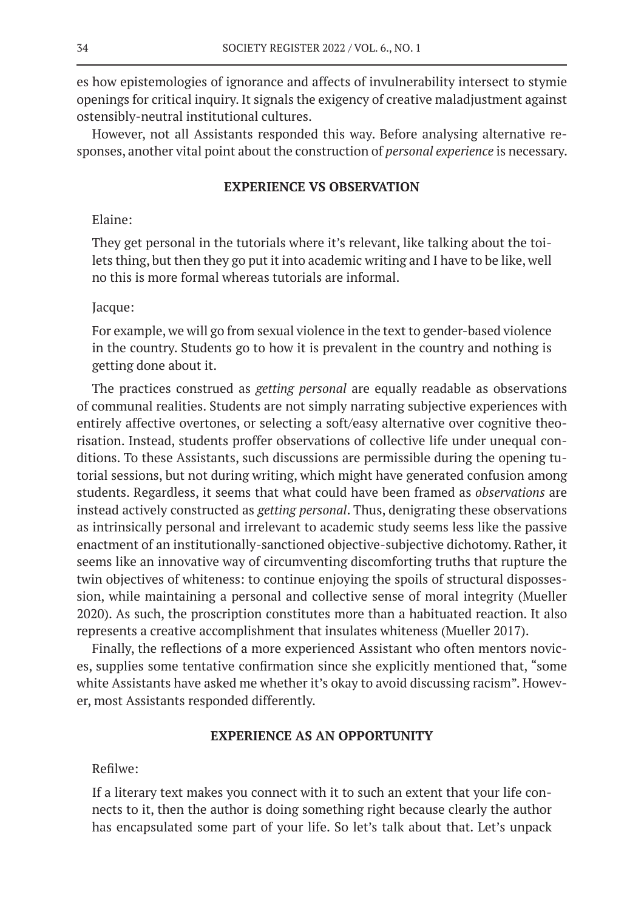es how epistemologies of ignorance and affects of invulnerability intersect to stymie openings for critical inquiry. It signals the exigency of creative maladjustment against ostensibly-neutral institutional cultures.

However, not all Assistants responded this way. Before analysing alternative responses, another vital point about the construction of *personal experience* is necessary.

## EXPERIENCE VS OBSERVATION

Elaine:

> They get personal in the tutorials where it's relevant, like talking about the toilets thing, but then they go put it into academic writing and I have to be like, well no this is more formal whereas tutorials are informal.

Jacque:

> For example, we will go from sexual violence in the text to gender-based violence in the country. Students go to how it is prevalent in the country and nothing is getting done about it.

The practices construed as *getting personal* are equally readable as observations of communal realities. Students are not simply narrating subjective experiences with entirely affective overtones, or selecting a soft/easy alternative over cognitive theorisation. Instead, students proffer observations of collective life under unequal conditions. To these Assistants, such discussions are permissible during the opening tutorial sessions, but not during writing, which might have generated confusion among students. Regardless, it seems that what could have been framed as *observations* are instead actively constructed as *getting personal*. Thus, denigrating these observations as intrinsically personal and irrelevant to academic study seems less like the passive enactment of an institutionally-sanctioned objective-subjective dichotomy. Rather, it seems like an innovative way of circumventing discomforting truths that rupture the twin objectives of whiteness: to continue enjoying the spoils of structural dispossession, while maintaining a personal and collective sense of moral integrity (Mueller 2020). As such, the proscription constitutes more than a habituated reaction. It also represents a creative accomplishment that insulates whiteness (Mueller 2017).

Finally, the reflections of a more experienced Assistant who often mentors novices, supplies some tentative confirmation since she explicitly mentioned that, "some white Assistants have asked me whether it's okay to avoid discussing racism". However, most Assistants responded differently.

## EXPERIENCE AS AN OPPORTUNITY

Refilwe:

> If a literary text makes you connect with it to such an extent that your life connects to it, then the author is doing something right because clearly the author has encapsulated some part of your life. So let's talk about that. Let's unpack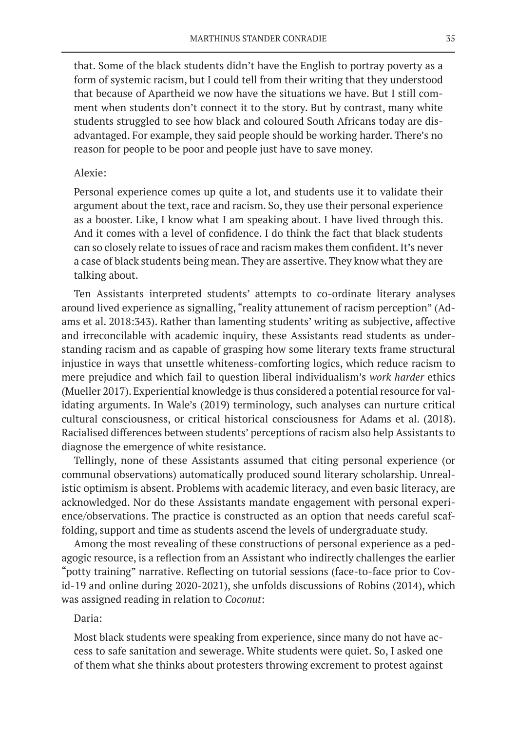that. Some of the black students didn't have the English to portray poverty as a form of systemic racism, but I could tell from their writing that they understood that because of Apartheid we now have the situations we have. But I still comment when students don't connect it to the story. But by contrast, many white students struggled to see how black and coloured South Africans today are disadvantaged. For example, they said people should be working harder. There's no reason for people to be poor and people just have to save money.

Alexie:

Personal experience comes up quite a lot, and students use it to validate their argument about the text, race and racism. So, they use their personal experience as a booster. Like, I know what I am speaking about. I have lived through this. And it comes with a level of confidence. I do think the fact that black students can so closely relate to issues of race and racism makes them confident. It's never a case of black students being mean. They are assertive. They know what they are talking about.

Ten Assistants interpreted students' attempts to co-ordinate literary analyses around lived experience as signalling, "reality attunement of racism perception" (Adams et al. 2018:343). Rather than lamenting students' writing as subjective, affective and irreconcilable with academic inquiry, these Assistants read students as understanding racism and as capable of grasping how some literary texts frame structural injustice in ways that unsettle whiteness-comforting logics, which reduce racism to mere prejudice and which fail to question liberal individualism's *work harder* ethics (Mueller 2017). Experiential knowledge is thus considered a potential resource for validating arguments. In Wale's (2019) terminology, such analyses can nurture critical cultural consciousness, or critical historical consciousness for Adams et al. (2018). Racialised differences between students' perceptions of racism also help Assistants to diagnose the emergence of white resistance.

Tellingly, none of these Assistants assumed that citing personal experience (or communal observations) automatically produced sound literary scholarship. Unrealistic optimism is absent. Problems with academic literacy, and even basic literacy, are acknowledged. Nor do these Assistants mandate engagement with personal experience/observations. The practice is constructed as an option that needs careful scaffolding, support and time as students ascend the levels of undergraduate study.

Among the most revealing of these constructions of personal experience as a pedagogic resource, is a reflection from an Assistant who indirectly challenges the earlier "potty training" narrative. Reflecting on tutorial sessions (face-to-face prior to Covid-19 and online during 2020-2021), she unfolds discussions of Robins (2014), which was assigned reading in relation to *Coconut*:

Daria:

Most black students were speaking from experience, since many do not have access to safe sanitation and sewerage. White students were quiet. So, I asked one of them what she thinks about protesters throwing excrement to protest against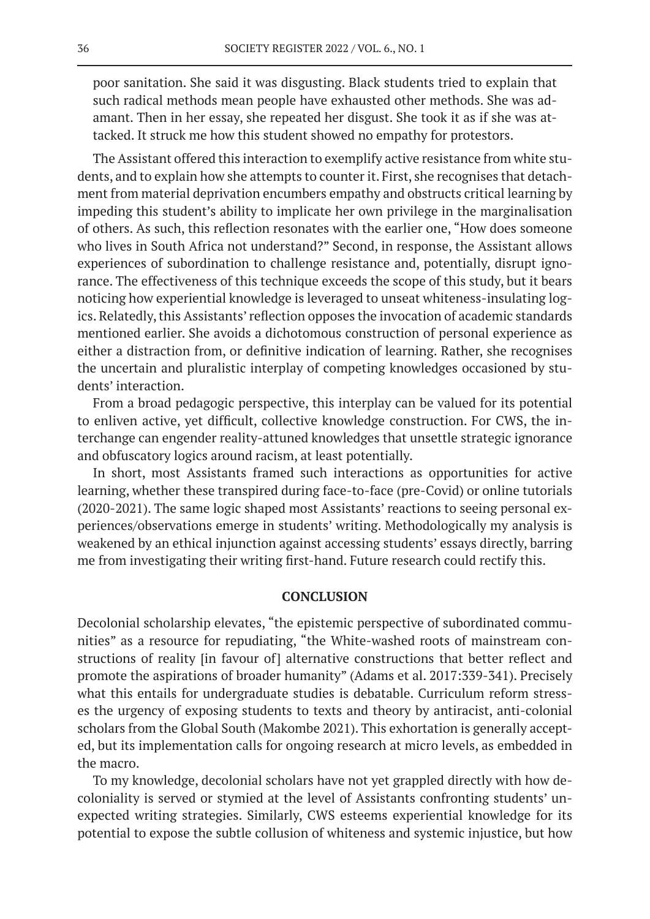poor sanitation. She said it was disgusting. Black students tried to explain that such radical methods mean people have exhausted other methods. She was adamant. Then in her essay, she repeated her disgust. She took it as if she was attacked. It struck me how this student showed no empathy for protestors.

The Assistant offered this interaction to exemplify active resistance from white students, and to explain how she attempts to counter it. First, she recognises that detachment from material deprivation encumbers empathy and obstructs critical learning by impeding this student's ability to implicate her own privilege in the marginalisation of others. As such, this reflection resonates with the earlier one, "How does someone who lives in South Africa not understand?" Second, in response, the Assistant allows experiences of subordination to challenge resistance and, potentially, disrupt ignorance. The effectiveness of this technique exceeds the scope of this study, but it bears noticing how experiential knowledge is leveraged to unseat whiteness-insulating logics. Relatedly, this Assistants' reflection opposes the invocation of academic standards mentioned earlier. She avoids a dichotomous construction of personal experience as either a distraction from, or definitive indication of learning. Rather, she recognises the uncertain and pluralistic interplay of competing knowledges occasioned by students' interaction.

From a broad pedagogic perspective, this interplay can be valued for its potential to enliven active, yet difficult, collective knowledge construction. For CWS, the interchange can engender reality-attuned knowledges that unsettle strategic ignorance and obfuscatory logics around racism, at least potentially.

In short, most Assistants framed such interactions as opportunities for active learning, whether these transpired during face-to-face (pre-Covid) or online tutorials (2020-2021). The same logic shaped most Assistants' reactions to seeing personal experiences/observations emerge in students' writing. Methodologically my analysis is weakened by an ethical injunction against accessing students' essays directly, barring me from investigating their writing first-hand. Future research could rectify this.

## CONCLUSION

Decolonial scholarship elevates, "the epistemic perspective of subordinated communities" as a resource for repudiating, "the White-washed roots of mainstream constructions of reality [in favour of] alternative constructions that better reflect and promote the aspirations of broader humanity" (Adams et al. 2017:339-341). Precisely what this entails for undergraduate studies is debatable. Curriculum reform stresses the urgency of exposing students to texts and theory by antiracist, anti-colonial scholars from the Global South (Makombe 2021). This exhortation is generally accepted, but its implementation calls for ongoing research at micro levels, as embedded in the macro.

To my knowledge, decolonial scholars have not yet grappled directly with how decoloniality is served or stymied at the level of Assistants confronting students' unexpected writing strategies. Similarly, CWS esteems experiential knowledge for its potential to expose the subtle collusion of whiteness and systemic injustice, but how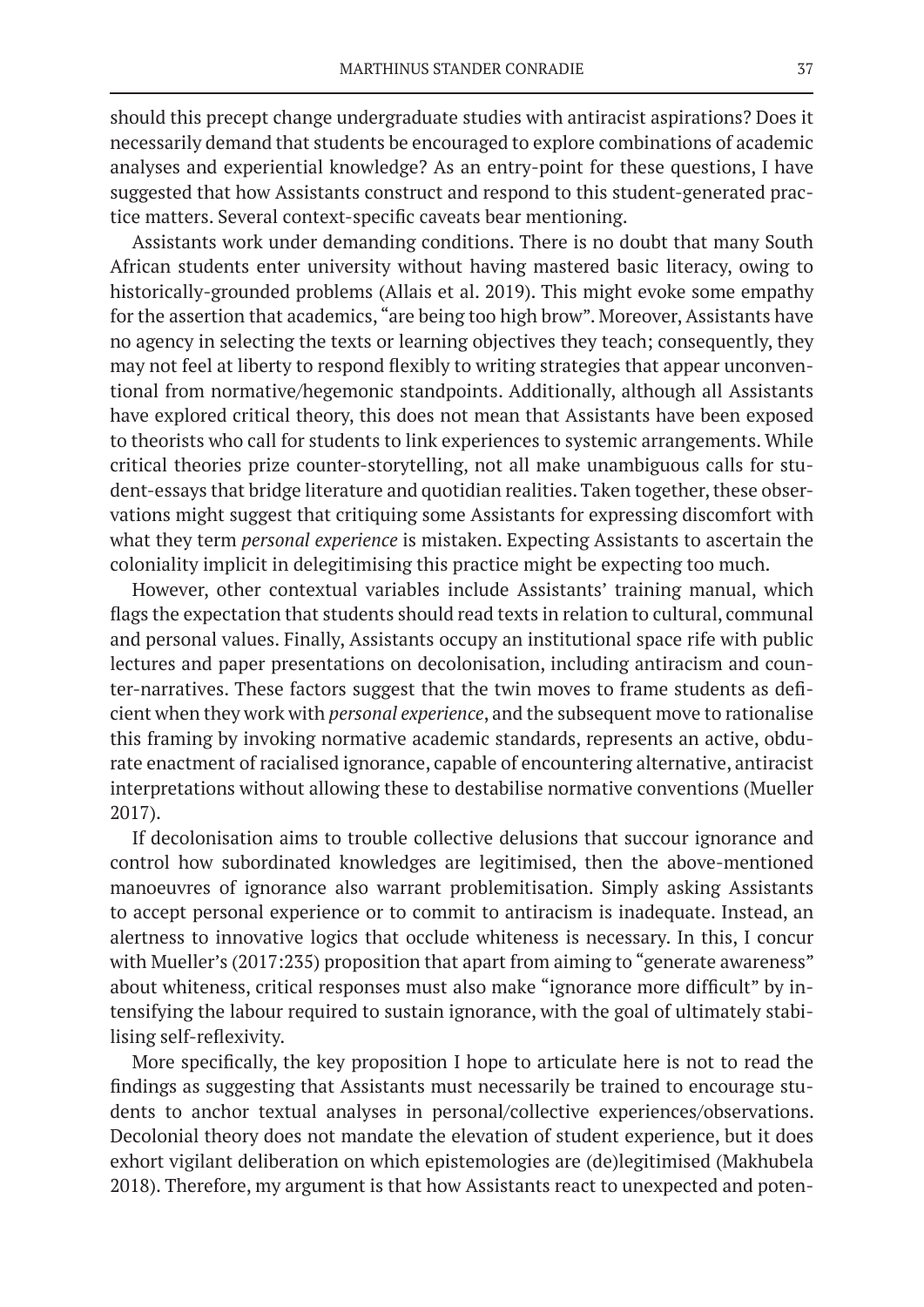should this precept change undergraduate studies with antiracist aspirations? Does it necessarily demand that students be encouraged to explore combinations of academic analyses and experiential knowledge? As an entry-point for these questions, I have suggested that how Assistants construct and respond to this student-generated practice matters. Several context-specific caveats bear mentioning.

Assistants work under demanding conditions. There is no doubt that many South African students enter university without having mastered basic literacy, owing to historically-grounded problems (Allais et al. 2019). This might evoke some empathy for the assertion that academics, "are being too high brow". Moreover, Assistants have no agency in selecting the texts or learning objectives they teach; consequently, they may not feel at liberty to respond flexibly to writing strategies that appear unconventional from normative/hegemonic standpoints. Additionally, although all Assistants have explored critical theory, this does not mean that Assistants have been exposed to theorists who call for students to link experiences to systemic arrangements. While critical theories prize counter-storytelling, not all make unambiguous calls for student-essays that bridge literature and quotidian realities. Taken together, these observations might suggest that critiquing some Assistants for expressing discomfort with what they term *personal experience* is mistaken. Expecting Assistants to ascertain the coloniality implicit in delegitimising this practice might be expecting too much.

However, other contextual variables include Assistants' training manual, which flags the expectation that students should read texts in relation to cultural, communal and personal values. Finally, Assistants occupy an institutional space rife with public lectures and paper presentations on decolonisation, including antiracism and counter-narratives. These factors suggest that the twin moves to frame students as deficient when they work with *personal experience*, and the subsequent move to rationalise this framing by invoking normative academic standards, represents an active, obdurate enactment of racialised ignorance, capable of encountering alternative, antiracist interpretations without allowing these to destabilise normative conventions (Mueller 2017).

If decolonisation aims to trouble collective delusions that succour ignorance and control how subordinated knowledges are legitimised, then the above-mentioned manoeuvres of ignorance also warrant problemitisation. Simply asking Assistants to accept personal experience or to commit to antiracism is inadequate. Instead, an alertness to innovative logics that occlude whiteness is necessary. In this, I concur with Mueller's (2017:235) proposition that apart from aiming to "generate awareness" about whiteness, critical responses must also make "ignorance more difficult" by intensifying the labour required to sustain ignorance, with the goal of ultimately stabilising self-reflexivity.

More specifically, the key proposition I hope to articulate here is not to read the findings as suggesting that Assistants must necessarily be trained to encourage students to anchor textual analyses in personal/collective experiences/observations. Decolonial theory does not mandate the elevation of student experience, but it does exhort vigilant deliberation on which epistemologies are (de)legitimised (Makhubela 2018). Therefore, my argument is that how Assistants react to unexpected and poten-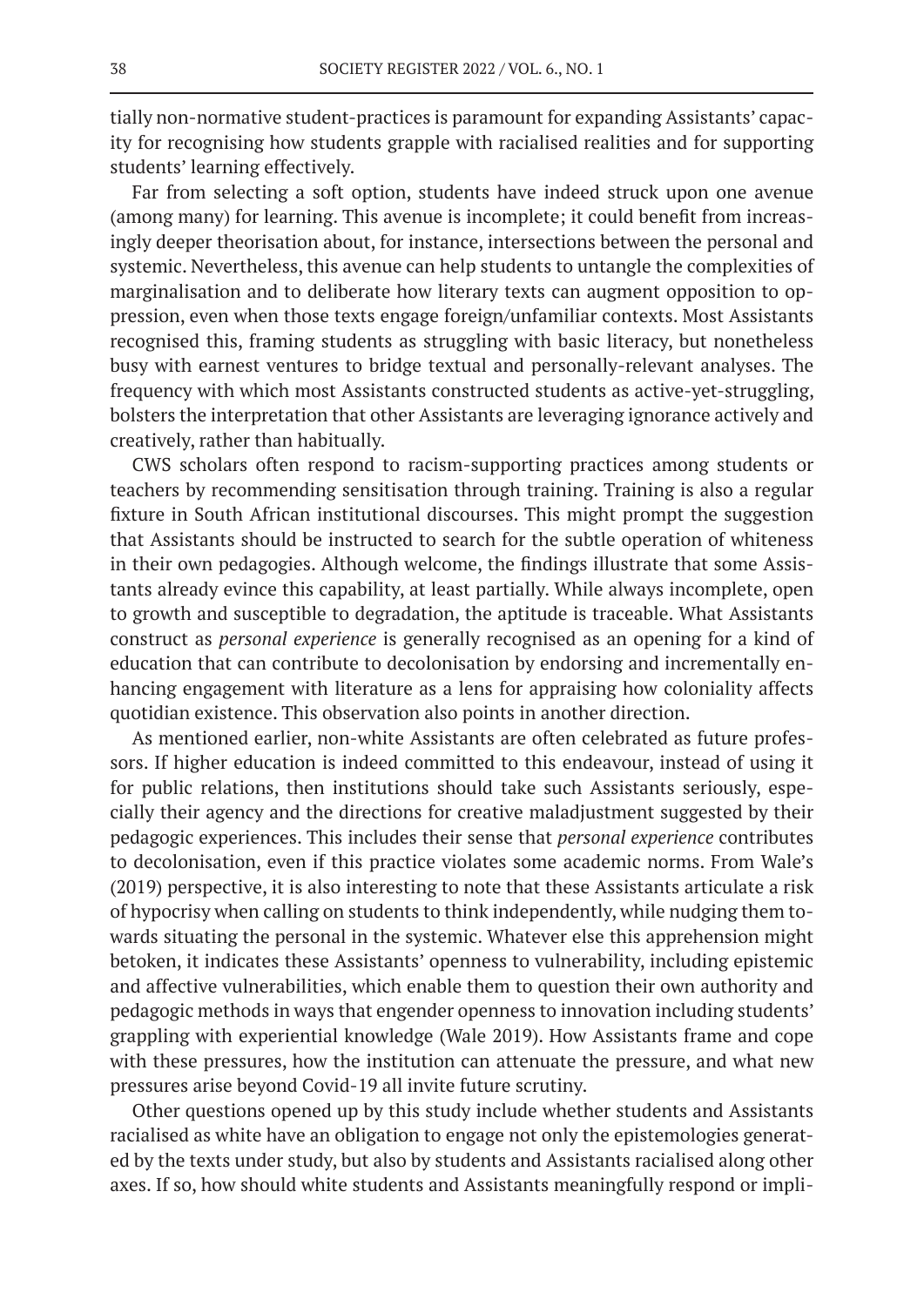tially non-normative student-practices is paramount for expanding Assistants' capacity for recognising how students grapple with racialised realities and for supporting students' learning effectively.

Far from selecting a soft option, students have indeed struck upon one avenue (among many) for learning. This avenue is incomplete; it could benefit from increasingly deeper theorisation about, for instance, intersections between the personal and systemic. Nevertheless, this avenue can help students to untangle the complexities of marginalisation and to deliberate how literary texts can augment opposition to oppression, even when those texts engage foreign/unfamiliar contexts. Most Assistants recognised this, framing students as struggling with basic literacy, but nonetheless busy with earnest ventures to bridge textual and personally-relevant analyses. The frequency with which most Assistants constructed students as active-yet-struggling, bolsters the interpretation that other Assistants are leveraging ignorance actively and creatively, rather than habitually.

CWS scholars often respond to racism-supporting practices among students or teachers by recommending sensitisation through training. Training is also a regular fixture in South African institutional discourses. This might prompt the suggestion that Assistants should be instructed to search for the subtle operation of whiteness in their own pedagogies. Although welcome, the findings illustrate that some Assistants already evince this capability, at least partially. While always incomplete, open to growth and susceptible to degradation, the aptitude is traceable. What Assistants construct as *personal experience* is generally recognised as an opening for a kind of education that can contribute to decolonisation by endorsing and incrementally enhancing engagement with literature as a lens for appraising how coloniality affects quotidian existence. This observation also points in another direction.

As mentioned earlier, non-white Assistants are often celebrated as future professors. If higher education is indeed committed to this endeavour, instead of using it for public relations, then institutions should take such Assistants seriously, especially their agency and the directions for creative maladjustment suggested by their pedagogic experiences. This includes their sense that *personal experience* contributes to decolonisation, even if this practice violates some academic norms. From Wale's (2019) perspective, it is also interesting to note that these Assistants articulate a risk of hypocrisy when calling on students to think independently, while nudging them towards situating the personal in the systemic. Whatever else this apprehension might betoken, it indicates these Assistants' openness to vulnerability, including epistemic and affective vulnerabilities, which enable them to question their own authority and pedagogic methods in ways that engender openness to innovation including students' grappling with experiential knowledge (Wale 2019). How Assistants frame and cope with these pressures, how the institution can attenuate the pressure, and what new pressures arise beyond Covid-19 all invite future scrutiny.

Other questions opened up by this study include whether students and Assistants racialised as white have an obligation to engage not only the epistemologies generated by the texts under study, but also by students and Assistants racialised along other axes. If so, how should white students and Assistants meaningfully respond or impli-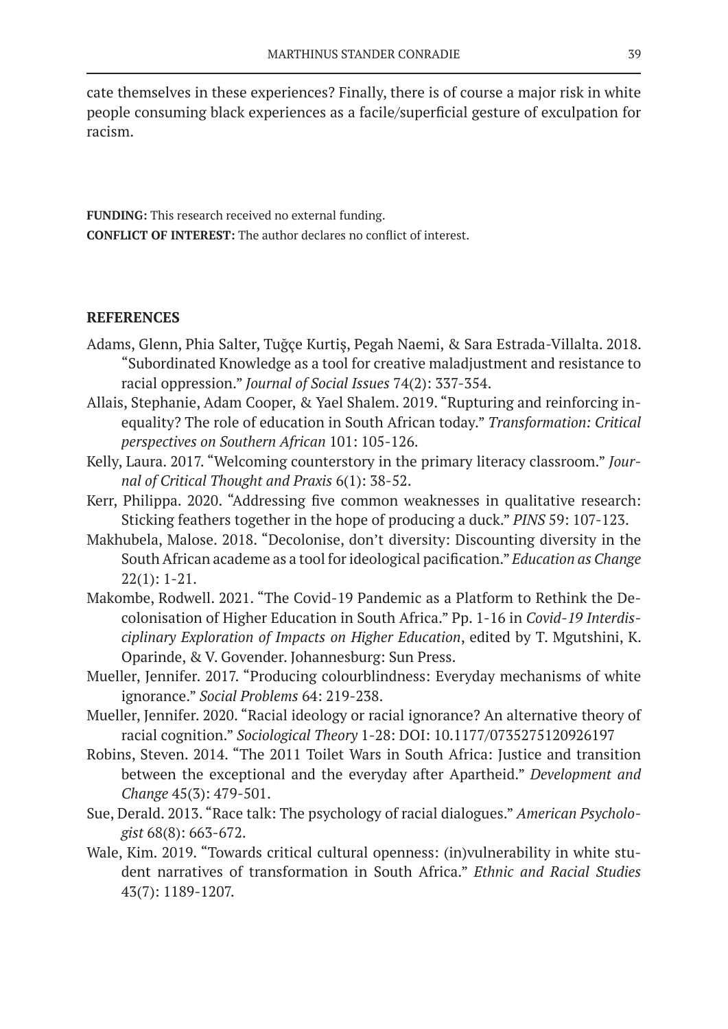cate themselves in these experiences? Finally, there is of course a major risk in white people consuming black experiences as a facile/superficial gesture of exculpation for racism.

**FUNDING:** This research received no external funding.

**CONFLICT OF INTEREST:** The author declares no conflict of interest.

## REFERENCES

Adams, Glenn, Phia Salter, Tuğçe Kurtiş, Pegah Naemi, & Sara Estrada-Villalta. 2018. "Subordinated Knowledge as a tool for creative maladjustment and resistance to racial oppression." *Journal of Social Issues* 74(2): 337-354.

Allais, Stephanie, Adam Cooper, & Yael Shalem. 2019. "Rupturing and reinforcing inequality? The role of education in South African today." *Transformation: Critical perspectives on Southern African* 101: 105-126.

Kelly, Laura. 2017. "Welcoming counterstory in the primary literacy classroom." *Journal of Critical Thought and Praxis* 6(1): 38-52.

Kerr, Philippa. 2020. "Addressing five common weaknesses in qualitative research: Sticking feathers together in the hope of producing a duck." *PINS* 59: 107-123.

Makhubela, Malose. 2018. "Decolonise, don't diversity: Discounting diversity in the South African academe as a tool for ideological pacification." *Education as Change* 22(1): 1-21.

Makombe, Rodwell. 2021. "The Covid-19 Pandemic as a Platform to Rethink the Decolonisation of Higher Education in South Africa." Pp. 1-16 in *Covid-19 Interdisciplinary Exploration of Impacts on Higher Education*, edited by T. Mgutshini, K. Oparinde, & V. Govender. Johannesburg: Sun Press.

Mueller, Jennifer. 2017. "Producing colourblindness: Everyday mechanisms of white ignorance." *Social Problems* 64: 219-238.

Mueller, Jennifer. 2020. "Racial ideology or racial ignorance? An alternative theory of racial cognition." *Sociological Theory* 1-28: DOI: 10.1177/0735275120926197

Robins, Steven. 2014. "The 2011 Toilet Wars in South Africa: Justice and transition between the exceptional and the everyday after Apartheid." *Development and Change* 45(3): 479-501.

Sue, Derald. 2013. "Race talk: The psychology of racial dialogues." *American Psychologist* 68(8): 663-672.

Wale, Kim. 2019. "Towards critical cultural openness: (in)vulnerability in white student narratives of transformation in South Africa." *Ethnic and Racial Studies* 43(7): 1189-1207.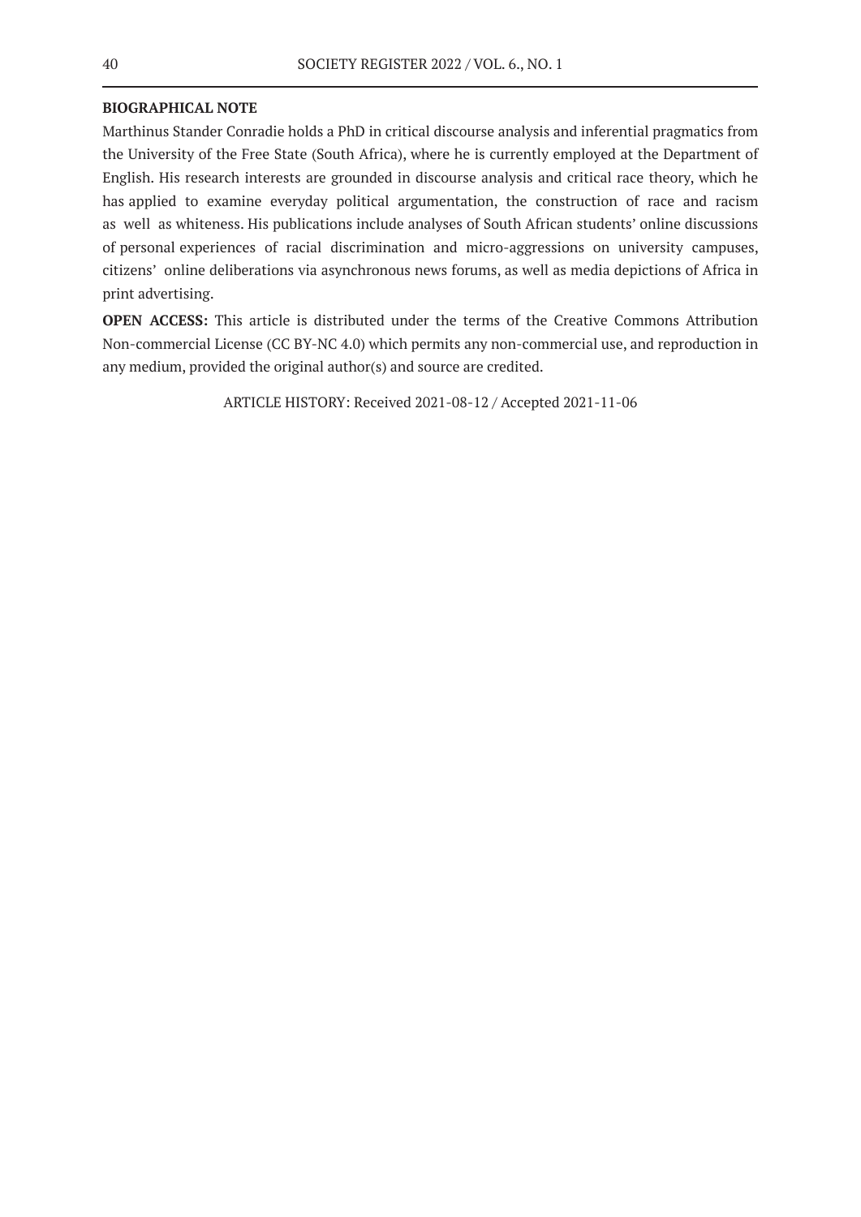**BIOGRAPHICAL NOTE**

Marthinus Stander Conradie holds a PhD in critical discourse analysis and inferential pragmatics from the University of the Free State (South Africa), where he is currently employed at the Department of English. His research interests are grounded in discourse analysis and critical race theory, which he has applied to examine everyday political argumentation, the construction of race and racism as well as whiteness. His publications include analyses of South African students' online discussions of personal experiences of racial discrimination and micro-aggressions on university campuses, citizens' online deliberations via asynchronous news forums, as well as media depictions of Africa in print advertising.

**OPEN ACCESS:** This article is distributed under the terms of the Creative Commons Attribution Non-commercial License (CC BY-NC 4.0) which permits any non-commercial use, and reproduction in any medium, provided the original author(s) and source are credited.

ARTICLE HISTORY: Received 2021-08-12 / Accepted 2021-11-06